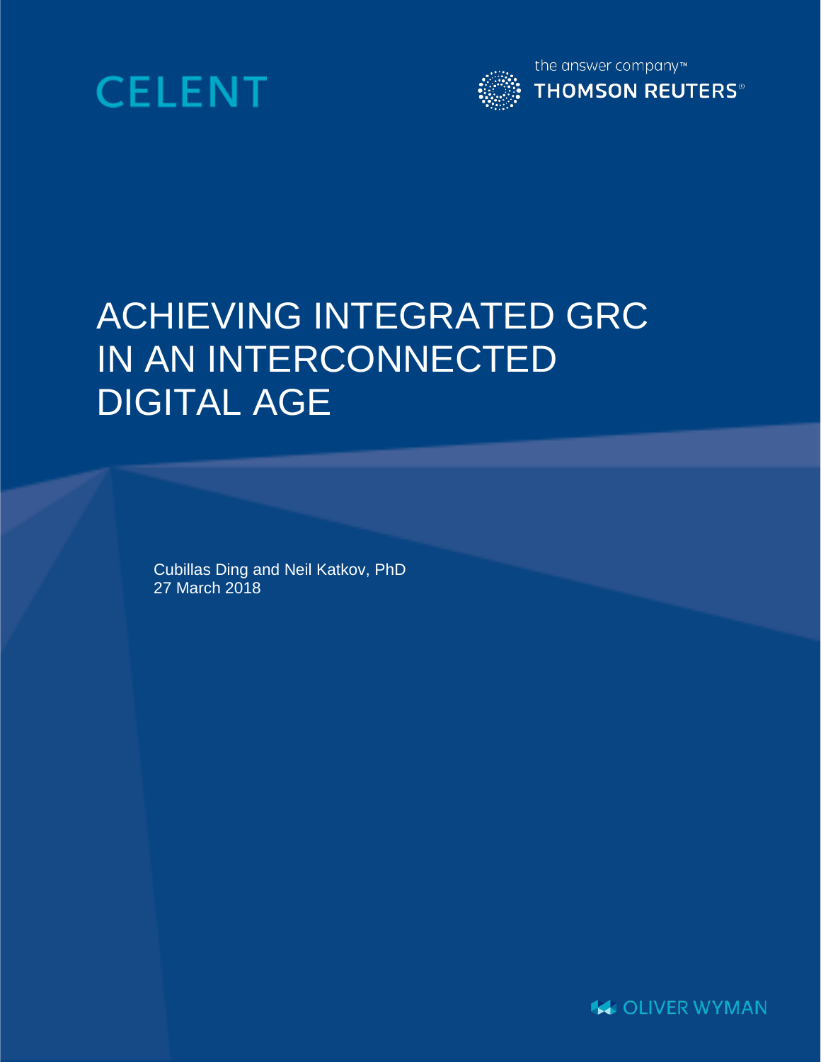CELENT

the answer company™
THOMSON REUTERS®

# ACHIEVING INTEGRATED GRC IN AN INTERCONNECTED DIGITAL AGE

Cubillas Ding and Neil Katkov, PhD
27 March 2018

OLIVER WYMAN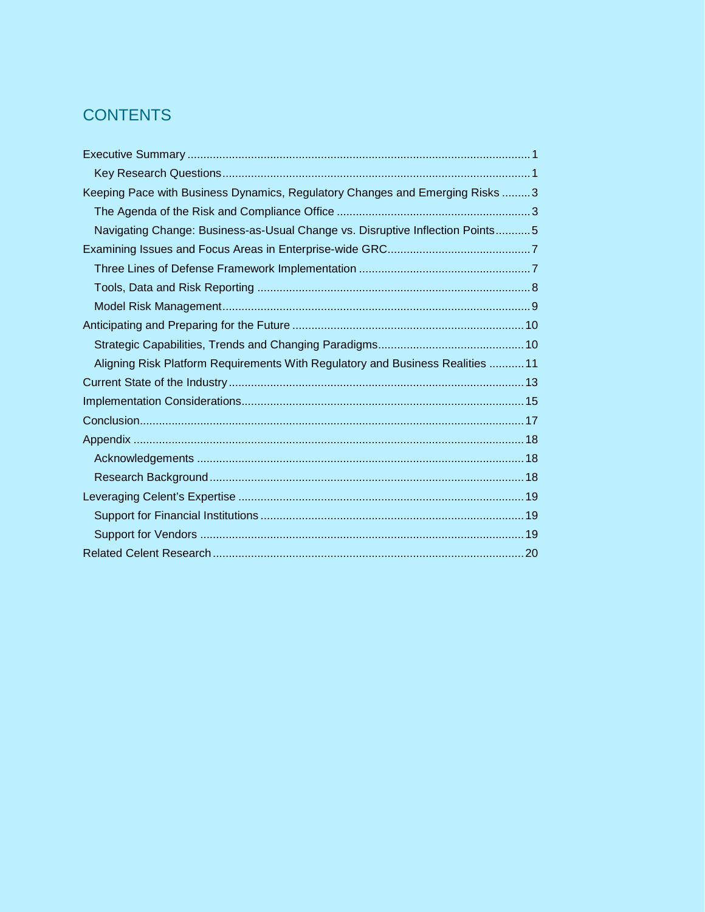# CONTENTS

- Executive Summary ... 1
  - Key Research Questions ... 1
- Keeping Pace with Business Dynamics, Regulatory Changes and Emerging Risks ... 3
  - The Agenda of the Risk and Compliance Office ... 3
  - Navigating Change: Business-as-Usual Change vs. Disruptive Inflection Points ... 5
- Examining Issues and Focus Areas in Enterprise-wide GRC ... 7
  - Three Lines of Defense Framework Implementation ... 7
  - Tools, Data and Risk Reporting ... 8
  - Model Risk Management ... 9
- Anticipating and Preparing for the Future ... 10
  - Strategic Capabilities, Trends and Changing Paradigms ... 10
  - Aligning Risk Platform Requirements With Regulatory and Business Realities ... 11
- Current State of the Industry ... 13
- Implementation Considerations ... 15
- Conclusion ... 17
- Appendix ... 18
  - Acknowledgements ... 18
  - Research Background ... 18
- Leveraging Celent's Expertise ... 19
  - Support for Financial Institutions ... 19
  - Support for Vendors ... 19
- Related Celent Research ... 20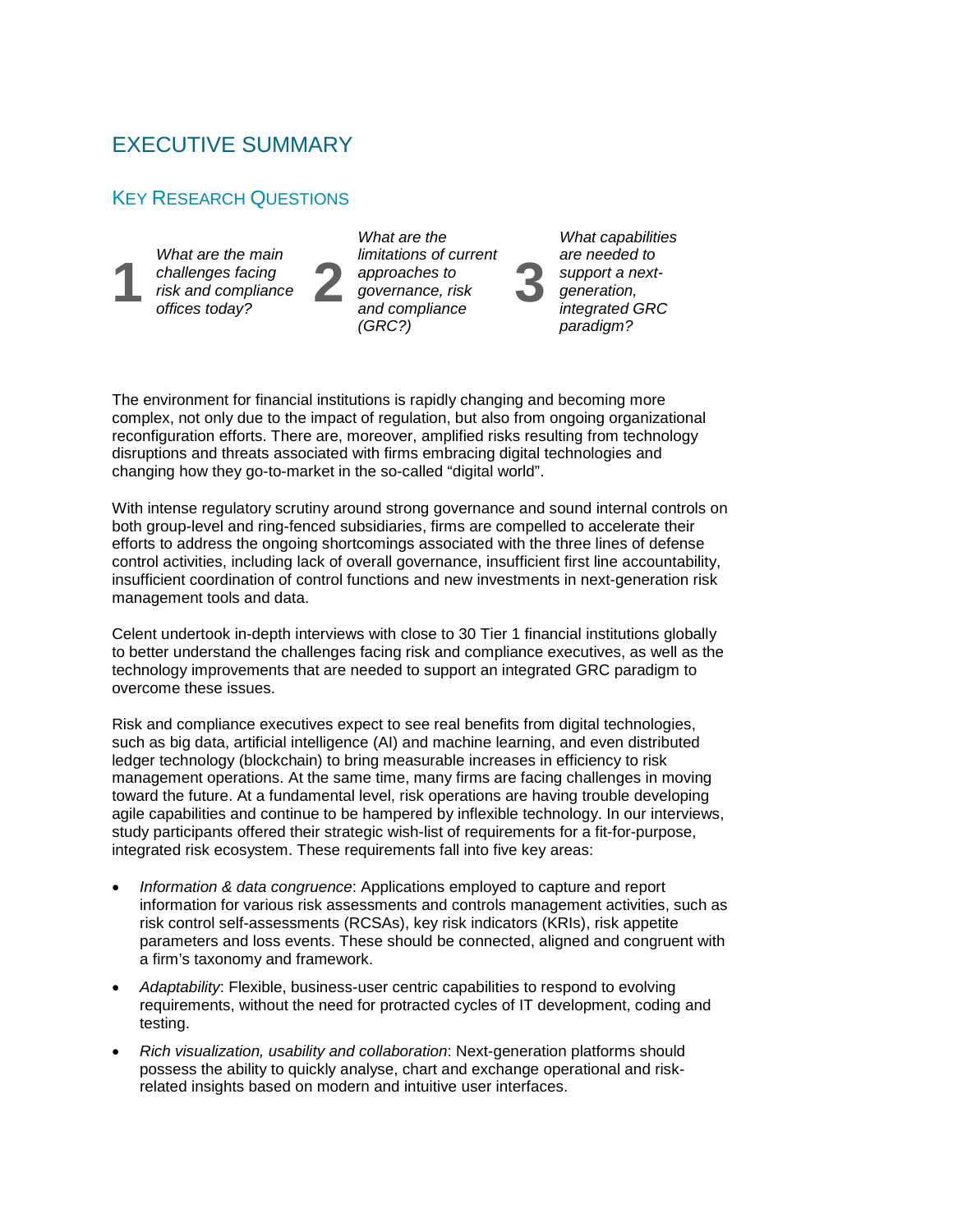# EXECUTIVE SUMMARY

## KEY RESEARCH QUESTIONS

**1** *What are the main challenges facing risk and compliance offices today?*

**2** *What are the limitations of current approaches to governance, risk and compliance (GRC?)*

**3** *What capabilities are needed to support a next-generation, integrated GRC paradigm?*

The environment for financial institutions is rapidly changing and becoming more complex, not only due to the impact of regulation, but also from ongoing organizational reconfiguration efforts. There are, moreover, amplified risks resulting from technology disruptions and threats associated with firms embracing digital technologies and changing how they go-to-market in the so-called “digital world”.

With intense regulatory scrutiny around strong governance and sound internal controls on both group-level and ring-fenced subsidiaries, firms are compelled to accelerate their efforts to address the ongoing shortcomings associated with the three lines of defense control activities, including lack of overall governance, insufficient first line accountability, insufficient coordination of control functions and new investments in next-generation risk management tools and data.

Celent undertook in-depth interviews with close to 30 Tier 1 financial institutions globally to better understand the challenges facing risk and compliance executives, as well as the technology improvements that are needed to support an integrated GRC paradigm to overcome these issues.

Risk and compliance executives expect to see real benefits from digital technologies, such as big data, artificial intelligence (AI) and machine learning, and even distributed ledger technology (blockchain) to bring measurable increases in efficiency to risk management operations. At the same time, many firms are facing challenges in moving toward the future. At a fundamental level, risk operations are having trouble developing agile capabilities and continue to be hampered by inflexible technology. In our interviews, study participants offered their strategic wish-list of requirements for a fit-for-purpose, integrated risk ecosystem. These requirements fall into five key areas:

- *Information & data congruence*: Applications employed to capture and report information for various risk assessments and controls management activities, such as risk control self-assessments (RCSAs), key risk indicators (KRIs), risk appetite parameters and loss events. These should be connected, aligned and congruent with a firm’s taxonomy and framework.
- *Adaptability*: Flexible, business-user centric capabilities to respond to evolving requirements, without the need for protracted cycles of IT development, coding and testing.
- *Rich visualization, usability and collaboration*: Next-generation platforms should possess the ability to quickly analyse, chart and exchange operational and risk-related insights based on modern and intuitive user interfaces.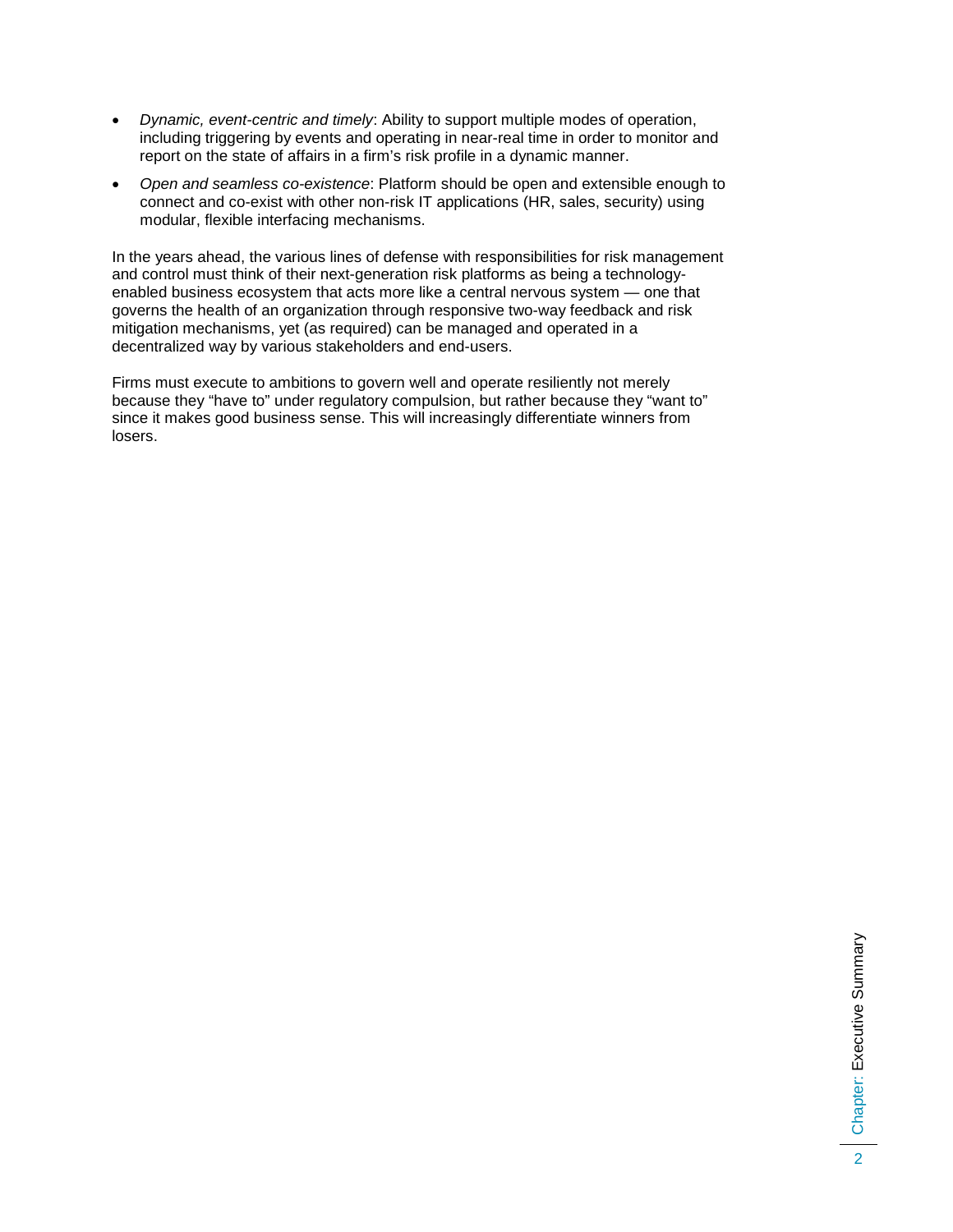- *Dynamic, event-centric and timely*: Ability to support multiple modes of operation, including triggering by events and operating in near-real time in order to monitor and report on the state of affairs in a firm's risk profile in a dynamic manner.
- *Open and seamless co-existence*: Platform should be open and extensible enough to connect and co-exist with other non-risk IT applications (HR, sales, security) using modular, flexible interfacing mechanisms.

In the years ahead, the various lines of defense with responsibilities for risk management and control must think of their next-generation risk platforms as being a technology-enabled business ecosystem that acts more like a central nervous system — one that governs the health of an organization through responsive two-way feedback and risk mitigation mechanisms, yet (as required) can be managed and operated in a decentralized way by various stakeholders and end-users.

Firms must execute to ambitions to govern well and operate resiliently not merely because they "have to" under regulatory compulsion, but rather because they "want to" since it makes good business sense. This will increasingly differentiate winners from losers.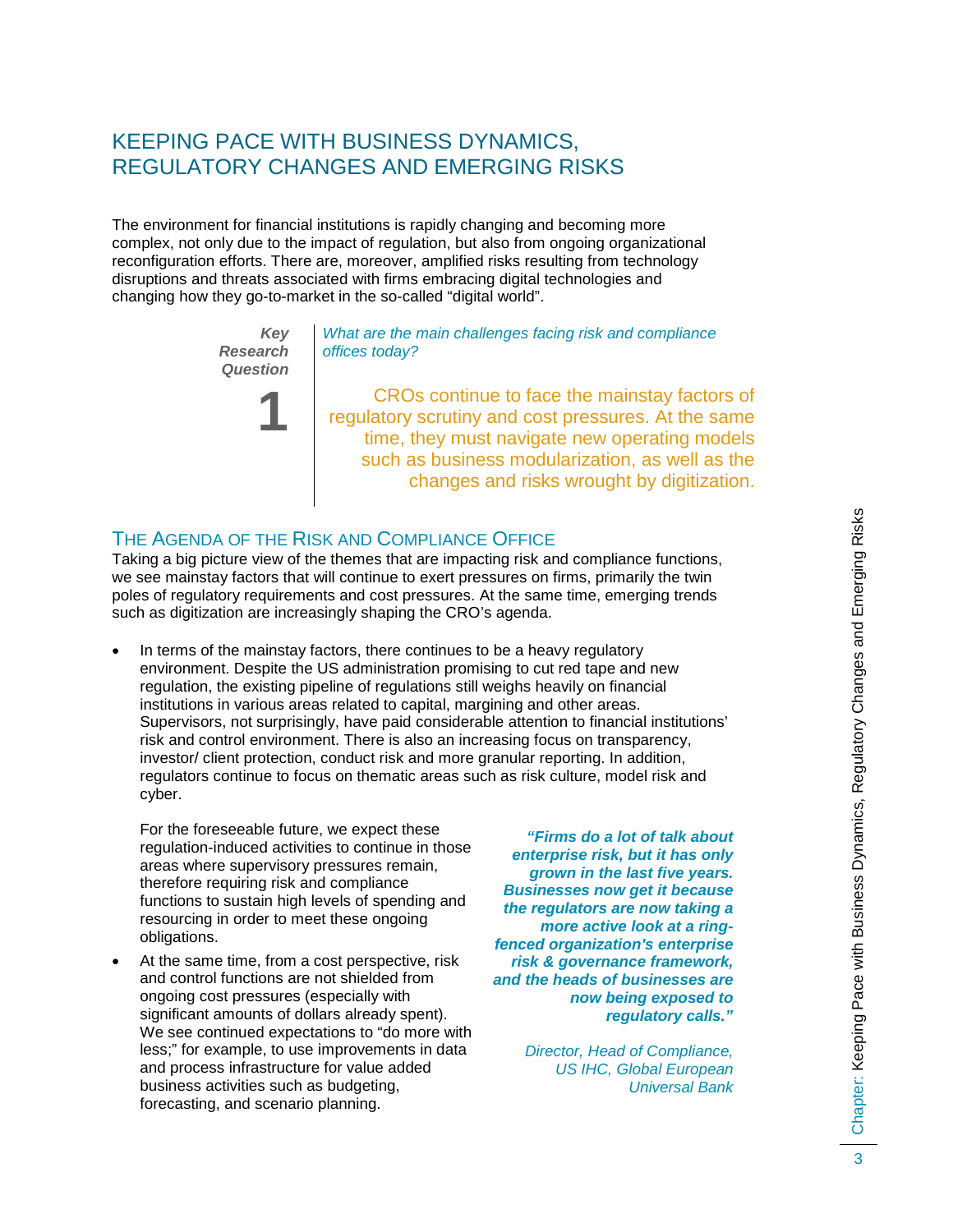# KEEPING PACE WITH BUSINESS DYNAMICS, REGULATORY CHANGES AND EMERGING RISKS

The environment for financial institutions is rapidly changing and becoming more complex, not only due to the impact of regulation, but also from ongoing organizational reconfiguration efforts. There are, moreover, amplified risks resulting from technology disruptions and threats associated with firms embracing digital technologies and changing how they go-to-market in the so-called "digital world".

***Key Research Question 1***

*What are the main challenges facing risk and compliance offices today?*

CROs continue to face the mainstay factors of regulatory scrutiny and cost pressures. At the same time, they must navigate new operating models such as business modularization, as well as the changes and risks wrought by digitization.

## THE AGENDA OF THE RISK AND COMPLIANCE OFFICE

Taking a big picture view of the themes that are impacting risk and compliance functions, we see mainstay factors that will continue to exert pressures on firms, primarily the twin poles of regulatory requirements and cost pressures. At the same time, emerging trends such as digitization are increasingly shaping the CRO's agenda.

- In terms of the mainstay factors, there continues to be a heavy regulatory environment. Despite the US administration promising to cut red tape and new regulation, the existing pipeline of regulations still weighs heavily on financial institutions in various areas related to capital, margining and other areas. Supervisors, not surprisingly, have paid considerable attention to financial institutions' risk and control environment. There is also an increasing focus on transparency, investor/ client protection, conduct risk and more granular reporting. In addition, regulators continue to focus on thematic areas such as risk culture, model risk and cyber.

  For the foreseeable future, we expect these regulation-induced activities to continue in those areas where supervisory pressures remain, therefore requiring risk and compliance functions to sustain high levels of spending and resourcing in order to meet these ongoing obligations.

- At the same time, from a cost perspective, risk and control functions are not shielded from ongoing cost pressures (especially with significant amounts of dollars already spent). We see continued expectations to "do more with less;" for example, to use improvements in data and process infrastructure for value added business activities such as budgeting, forecasting, and scenario planning.

***"Firms do a lot of talk about enterprise risk, but it has only grown in the last five years. Businesses now get it because the regulators are now taking a more active look at a ring-fenced organization's enterprise risk & governance framework, and the heads of businesses are now being exposed to regulatory calls."***

*Director, Head of Compliance, US IHC, Global European Universal Bank*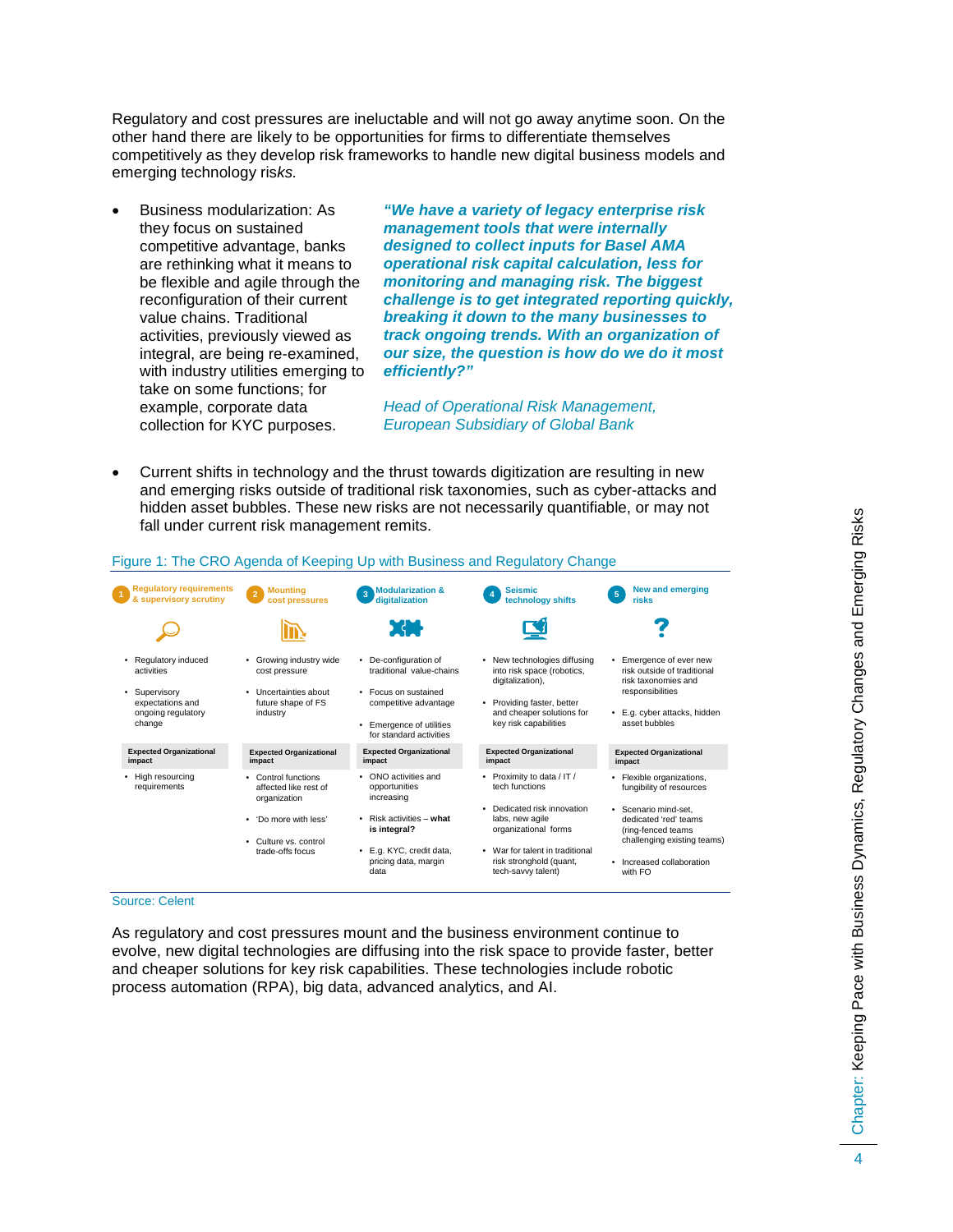Regulatory and cost pressures are ineluctable and will not go away anytime soon. On the other hand there are likely to be opportunities for firms to differentiate themselves competitively as they develop risk frameworks to handle new digital business models and emerging technology ris*ks.*

- Business modularization: As they focus on sustained competitive advantage, banks are rethinking what it means to be flexible and agile through the reconfiguration of their current value chains. Traditional activities, previously viewed as integral, are being re-examined, with industry utilities emerging to take on some functions; for example, corporate data collection for KYC purposes.

***"We have a variety of legacy enterprise risk management tools that were internally designed to collect inputs for Basel AMA operational risk capital calculation, less for monitoring and managing risk. The biggest challenge is to get integrated reporting quickly, breaking it down to the many businesses to track ongoing trends. With an organization of our size, the question is how do we do it most efficiently?"***

*Head of Operational Risk Management, European Subsidiary of Global Bank*

- Current shifts in technology and the thrust towards digitization are resulting in new and emerging risks outside of traditional risk taxonomies, such as cyber-attacks and hidden asset bubbles. These new risks are not necessarily quantifiable, or may not fall under current risk management remits.

Figure 1: The CRO Agenda of Keeping Up with Business and Regulatory Change

| 1 Regulatory requirements & supervisory scrutiny | 2 Mounting cost pressures | 3 Modularization & digitalization | 4 Seismic technology shifts | 5 New and emerging risks |
|---|---|---|---|---|
| • Regulatory induced activities<br>• Supervisory expectations and ongoing regulatory change | • Growing industry wide cost pressure<br>• Uncertainties about future shape of FS industry | • De-configuration of traditional value-chains<br>• Focus on sustained competitive advantage<br>• Emergence of utilities for standard activities | • New technologies diffusing into risk space (robotics, digitalization),<br>• Providing faster, better and cheaper solutions for key risk capabilities | • Emergence of ever new risk outside of traditional risk taxonomies and responsibilities<br>• E.g. cyber attacks, hidden asset bubbles |
| **Expected Organizational impact** | **Expected Organizational impact** | **Expected Organizational impact** | **Expected Organizational impact** | **Expected Organizational impact** |
| • High resourcing requirements | • Control functions affected like rest of organization<br>• 'Do more with less'<br>• Culture vs. control trade-offs focus | • ONO activities and opportunities increasing<br>• Risk activities – **what is integral?**<br>• E.g. KYC, credit data, pricing data, margin data | • Proximity to data / IT / tech functions<br>• Dedicated risk innovation labs, new agile organizational forms<br>• War for talent in traditional risk stronghold (quant, tech-savvy talent) | • Flexible organizations, fungibility of resources<br>• Scenario mind-set, dedicated 'red' teams (ring-fenced teams challenging existing teams)<br>• Increased collaboration with FO |

Source: Celent

As regulatory and cost pressures mount and the business environment continue to evolve, new digital technologies are diffusing into the risk space to provide faster, better and cheaper solutions for key risk capabilities. These technologies include robotic process automation (RPA), big data, advanced analytics, and AI.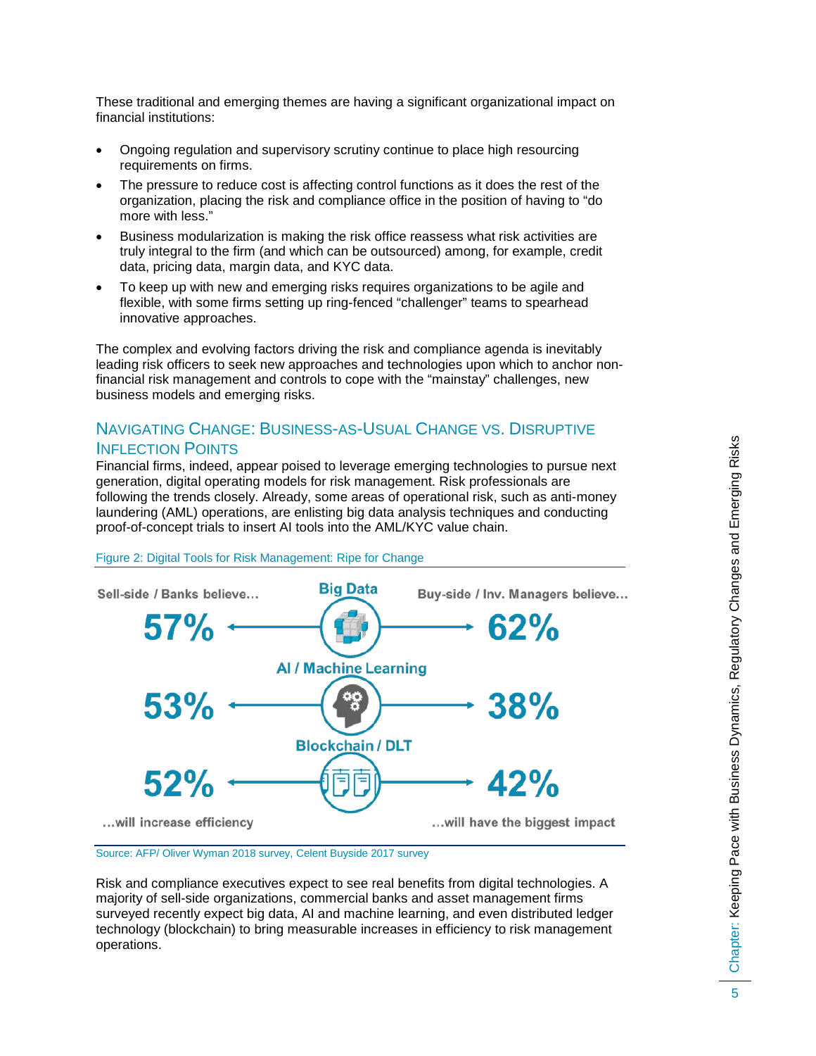These traditional and emerging themes are having a significant organizational impact on financial institutions:

- Ongoing regulation and supervisory scrutiny continue to place high resourcing requirements on firms.
- The pressure to reduce cost is affecting control functions as it does the rest of the organization, placing the risk and compliance office in the position of having to "do more with less."
- Business modularization is making the risk office reassess what risk activities are truly integral to the firm (and which can be outsourced) among, for example, credit data, pricing data, margin data, and KYC data.
- To keep up with new and emerging risks requires organizations to be agile and flexible, with some firms setting up ring-fenced "challenger" teams to spearhead innovative approaches.

The complex and evolving factors driving the risk and compliance agenda is inevitably leading risk officers to seek new approaches and technologies upon which to anchor non-financial risk management and controls to cope with the "mainstay" challenges, new business models and emerging risks.

## Navigating Change: Business-as-Usual Change vs. Disruptive Inflection Points

Financial firms, indeed, appear poised to leverage emerging technologies to pursue next generation, digital operating models for risk management. Risk professionals are following the trends closely. Already, some areas of operational risk, such as anti-money laundering (AML) operations, are enlisting big data analysis techniques and conducting proof-of-concept trials to insert AI tools into the AML/KYC value chain.

Figure 2: Digital Tools for Risk Management: Ripe for Change

Sell-side / Banks believe…

Big Data

Buy-side / Inv. Managers believe…

57%

62%

AI / Machine Learning

53%

38%

Blockchain / DLT

52%

42%

…will increase efficiency

…will have the biggest impact

Source: AFP/ Oliver Wyman 2018 survey, Celent Buyside 2017 survey

Risk and compliance executives expect to see real benefits from digital technologies. A majority of sell-side organizations, commercial banks and asset management firms surveyed recently expect big data, AI and machine learning, and even distributed ledger technology (blockchain) to bring measurable increases in efficiency to risk management operations.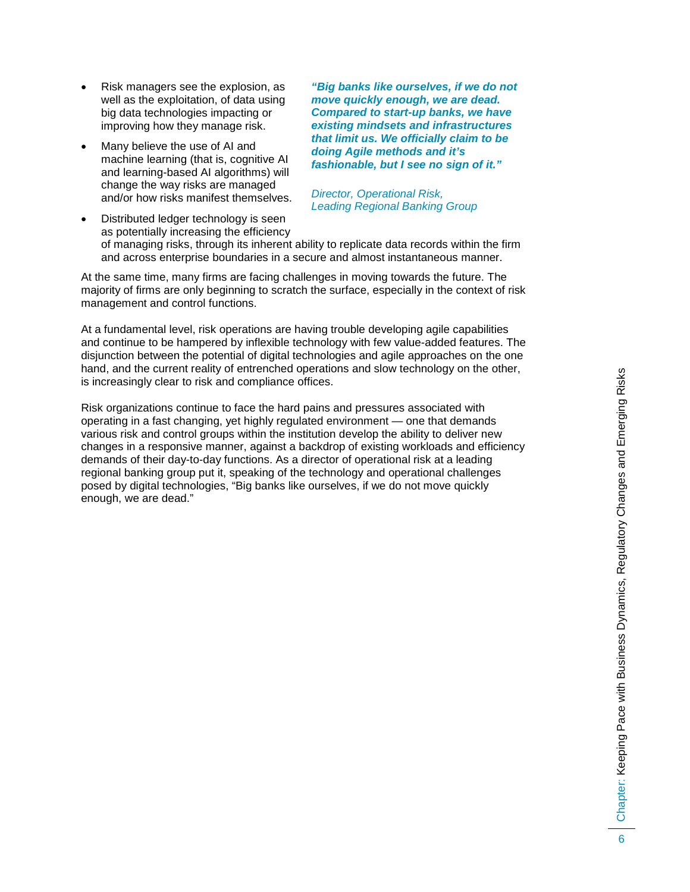- Risk managers see the explosion, as well as the exploitation, of data using big data technologies impacting or improving how they manage risk.
- Many believe the use of AI and machine learning (that is, cognitive AI and learning-based AI algorithms) will change the way risks are managed and/or how risks manifest themselves.
- Distributed ledger technology is seen as potentially increasing the efficiency of managing risks, through its inherent ability to replicate data records within the firm and across enterprise boundaries in a secure and almost instantaneous manner.

> ***"Big banks like ourselves, if we do not move quickly enough, we are dead. Compared to start-up banks, we have existing mindsets and infrastructures that limit us. We officially claim to be doing Agile methods and it's fashionable, but I see no sign of it."***
>
> *Director, Operational Risk, Leading Regional Banking Group*

At the same time, many firms are facing challenges in moving towards the future. The majority of firms are only beginning to scratch the surface, especially in the context of risk management and control functions.

At a fundamental level, risk operations are having trouble developing agile capabilities and continue to be hampered by inflexible technology with few value-added features. The disjunction between the potential of digital technologies and agile approaches on the one hand, and the current reality of entrenched operations and slow technology on the other, is increasingly clear to risk and compliance offices.

Risk organizations continue to face the hard pains and pressures associated with operating in a fast changing, yet highly regulated environment — one that demands various risk and control groups within the institution develop the ability to deliver new changes in a responsive manner, against a backdrop of existing workloads and efficiency demands of their day-to-day functions. As a director of operational risk at a leading regional banking group put it, speaking of the technology and operational challenges posed by digital technologies, "Big banks like ourselves, if we do not move quickly enough, we are dead."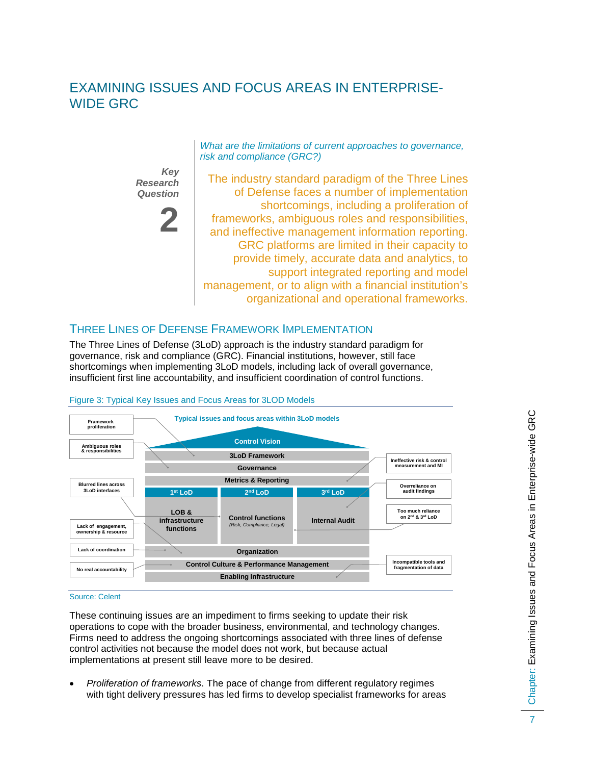# EXAMINING ISSUES AND FOCUS AREAS IN ENTERPRISE-WIDE GRC

*Key Research Question*

**2**

*What are the limitations of current approaches to governance, risk and compliance (GRC?)*

The industry standard paradigm of the Three Lines of Defense faces a number of implementation shortcomings, including a proliferation of frameworks, ambiguous roles and responsibilities, and ineffective management information reporting. GRC platforms are limited in their capacity to provide timely, accurate data and analytics, to support integrated reporting and model management, or to align with a financial institution's organizational and operational frameworks.

## THREE LINES OF DEFENSE FRAMEWORK IMPLEMENTATION

The Three Lines of Defense (3LoD) approach is the industry standard paradigm for governance, risk and compliance (GRC). Financial institutions, however, still face shortcomings when implementing 3LoD models, including lack of overall governance, insufficient first line accountability, and insufficient coordination of control functions.

Figure 3: Typical Key Issues and Focus Areas for 3LOD Models

Typical issues and focus areas within 3LoD models

Framework proliferation

Ambiguous roles & responsibilities

Blurred lines across 3LoD interfaces

Lack of engagement, ownership & resource

Lack of coordination

No real accountability

Control Vision

3LoD Framework

Governance

Metrics & Reporting

1st LoD

2nd LoD

3rd LoD

LOB & infrastructure functions

Control functions
(Risk, Compliance, Legal)

Internal Audit

Organization

Control Culture & Performance Management

Enabling Infrastructure

Ineffective risk & control measurement and MI

Overreliance on audit findings

Too much reliance on 2nd & 3rd LoD

Incompatible tools and fragmentation of data

Source: Celent

These continuing issues are an impediment to firms seeking to update their risk operations to cope with the broader business, environmental, and technology changes. Firms need to address the ongoing shortcomings associated with three lines of defense control activities not because the model does not work, but because actual implementations at present still leave more to be desired.

- *Proliferation of frameworks*. The pace of change from different regulatory regimes with tight delivery pressures has led firms to develop specialist frameworks for areas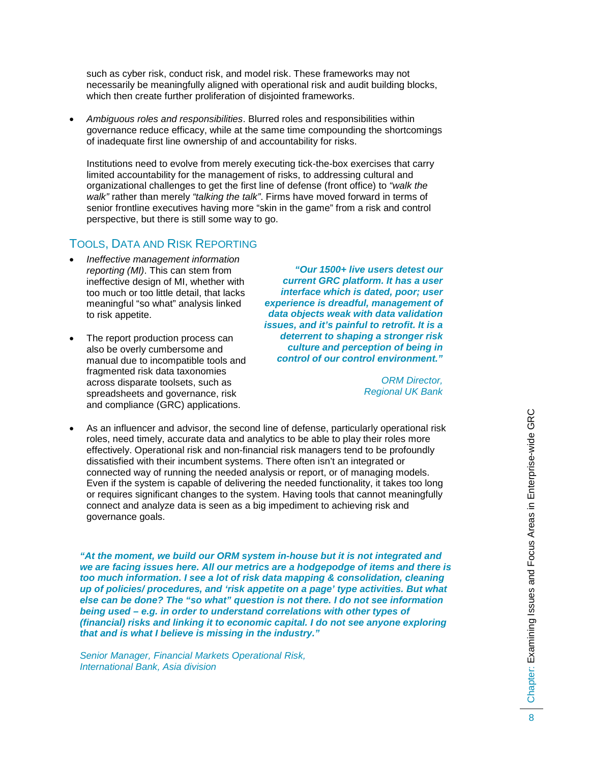such as cyber risk, conduct risk, and model risk. These frameworks may not necessarily be meaningfully aligned with operational risk and audit building blocks, which then create further proliferation of disjointed frameworks.

- *Ambiguous roles and responsibilities*. Blurred roles and responsibilities within governance reduce efficacy, while at the same time compounding the shortcomings of inadequate first line ownership of and accountability for risks.

  Institutions need to evolve from merely executing tick-the-box exercises that carry limited accountability for the management of risks, to addressing cultural and organizational challenges to get the first line of defense (front office) to *"walk the walk"* rather than merely *"talking the talk"*. Firms have moved forward in terms of senior frontline executives having more "skin in the game" from a risk and control perspective, but there is still some way to go.

## Tools, Data and Risk Reporting

- *Ineffective management information reporting (MI)*. This can stem from ineffective design of MI, whether with too much or too little detail, that lacks meaningful "so what" analysis linked to risk appetite.

- The report production process can also be overly cumbersome and manual due to incompatible tools and fragmented risk data taxonomies across disparate toolsets, such as spreadsheets and governance, risk and compliance (GRC) applications.

***"Our 1500+ live users detest our current GRC platform. It has a user interface which is dated, poor; user experience is dreadful, management of data objects weak with data validation issues, and it's painful to retrofit. It is a deterrent to shaping a stronger risk culture and perception of being in control of our control environment."***

*ORM Director, Regional UK Bank*

- As an influencer and advisor, the second line of defense, particularly operational risk roles, need timely, accurate data and analytics to be able to play their roles more effectively. Operational risk and non-financial risk managers tend to be profoundly dissatisfied with their incumbent systems. There often isn't an integrated or connected way of running the needed analysis or report, or of managing models. Even if the system is capable of delivering the needed functionality, it takes too long or requires significant changes to the system. Having tools that cannot meaningfully connect and analyze data is seen as a big impediment to achieving risk and governance goals.

***"At the moment, we build our ORM system in-house but it is not integrated and we are facing issues here. All our metrics are a hodgepodge of items and there is too much information. I see a lot of risk data mapping & consolidation, cleaning up of policies/ procedures, and 'risk appetite on a page' type activities. But what else can be done? The "so what" question is not there. I do not see information being used – e.g. in order to understand correlations with other types of (financial) risks and linking it to economic capital. I do not see anyone exploring that and is what I believe is missing in the industry."***

*Senior Manager, Financial Markets Operational Risk, International Bank, Asia division*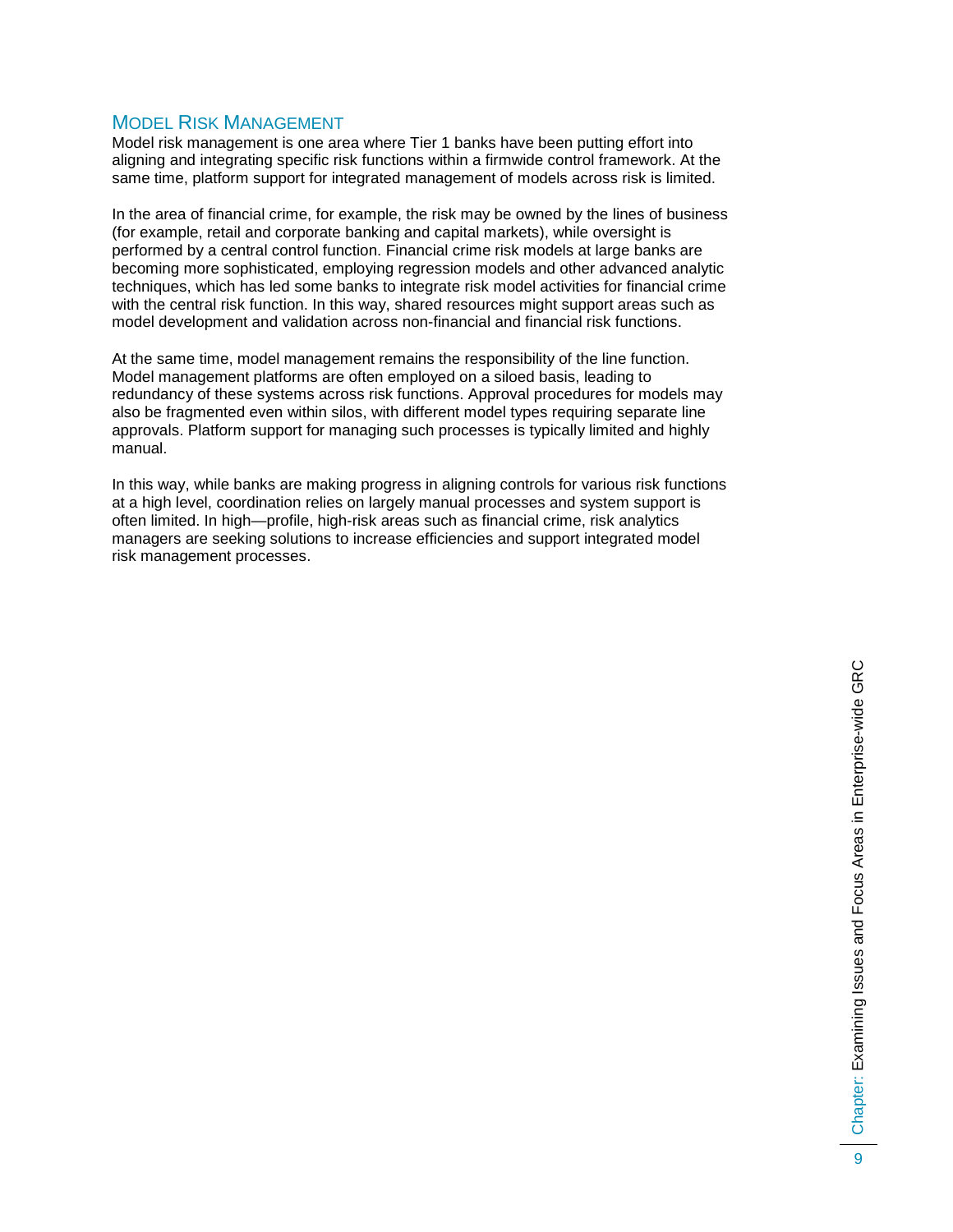## Model Risk Management

Model risk management is one area where Tier 1 banks have been putting effort into aligning and integrating specific risk functions within a firmwide control framework. At the same time, platform support for integrated management of models across risk is limited.

In the area of financial crime, for example, the risk may be owned by the lines of business (for example, retail and corporate banking and capital markets), while oversight is performed by a central control function. Financial crime risk models at large banks are becoming more sophisticated, employing regression models and other advanced analytic techniques, which has led some banks to integrate risk model activities for financial crime with the central risk function. In this way, shared resources might support areas such as model development and validation across non-financial and financial risk functions.

At the same time, model management remains the responsibility of the line function. Model management platforms are often employed on a siloed basis, leading to redundancy of these systems across risk functions. Approval procedures for models may also be fragmented even within silos, with different model types requiring separate line approvals. Platform support for managing such processes is typically limited and highly manual.

In this way, while banks are making progress in aligning controls for various risk functions at a high level, coordination relies on largely manual processes and system support is often limited. In high—profile, high-risk areas such as financial crime, risk analytics managers are seeking solutions to increase efficiencies and support integrated model risk management processes.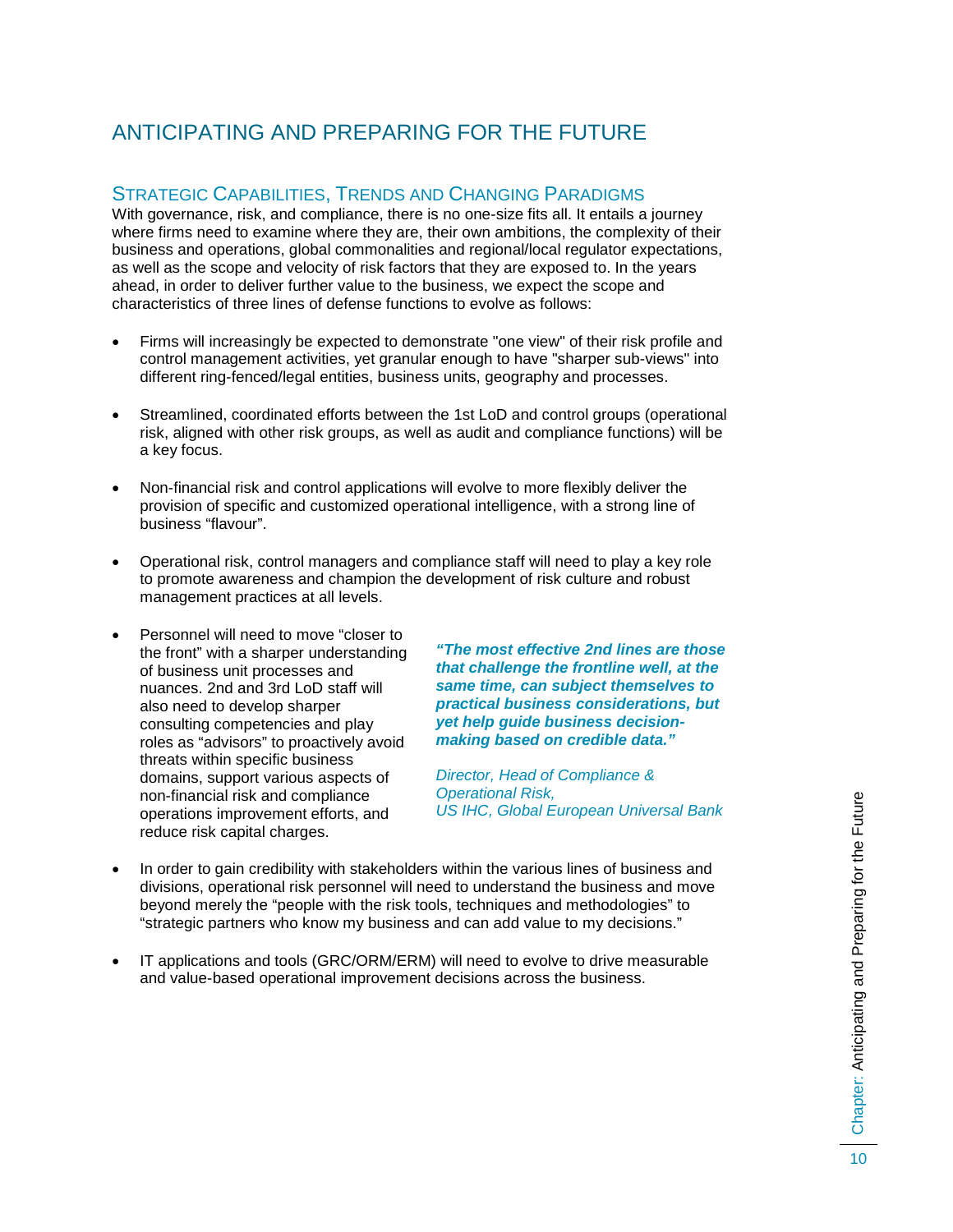# ANTICIPATING AND PREPARING FOR THE FUTURE

## STRATEGIC CAPABILITIES, TRENDS AND CHANGING PARADIGMS

With governance, risk, and compliance, there is no one-size fits all. It entails a journey where firms need to examine where they are, their own ambitions, the complexity of their business and operations, global commonalities and regional/local regulator expectations, as well as the scope and velocity of risk factors that they are exposed to. In the years ahead, in order to deliver further value to the business, we expect the scope and characteristics of three lines of defense functions to evolve as follows:

- Firms will increasingly be expected to demonstrate "one view" of their risk profile and control management activities, yet granular enough to have "sharper sub-views" into different ring-fenced/legal entities, business units, geography and processes.

- Streamlined, coordinated efforts between the 1st LoD and control groups (operational risk, aligned with other risk groups, as well as audit and compliance functions) will be a key focus.

- Non-financial risk and control applications will evolve to more flexibly deliver the provision of specific and customized operational intelligence, with a strong line of business "flavour".

- Operational risk, control managers and compliance staff will need to play a key role to promote awareness and champion the development of risk culture and robust management practices at all levels.

- Personnel will need to move "closer to the front" with a sharper understanding of business unit processes and nuances. 2nd and 3rd LoD staff will also need to develop sharper consulting competencies and play roles as "advisors" to proactively avoid threats within specific business domains, support various aspects of non-financial risk and compliance operations improvement efforts, and reduce risk capital charges.

***"The most effective 2nd lines are those that challenge the frontline well, at the same time, can subject themselves to practical business considerations, but yet help guide business decision-making based on credible data."***

*Director, Head of Compliance & Operational Risk,*
*US IHC, Global European Universal Bank*

- In order to gain credibility with stakeholders within the various lines of business and divisions, operational risk personnel will need to understand the business and move beyond merely the "people with the risk tools, techniques and methodologies" to "strategic partners who know my business and can add value to my decisions."

- IT applications and tools (GRC/ORM/ERM) will need to evolve to drive measurable and value-based operational improvement decisions across the business.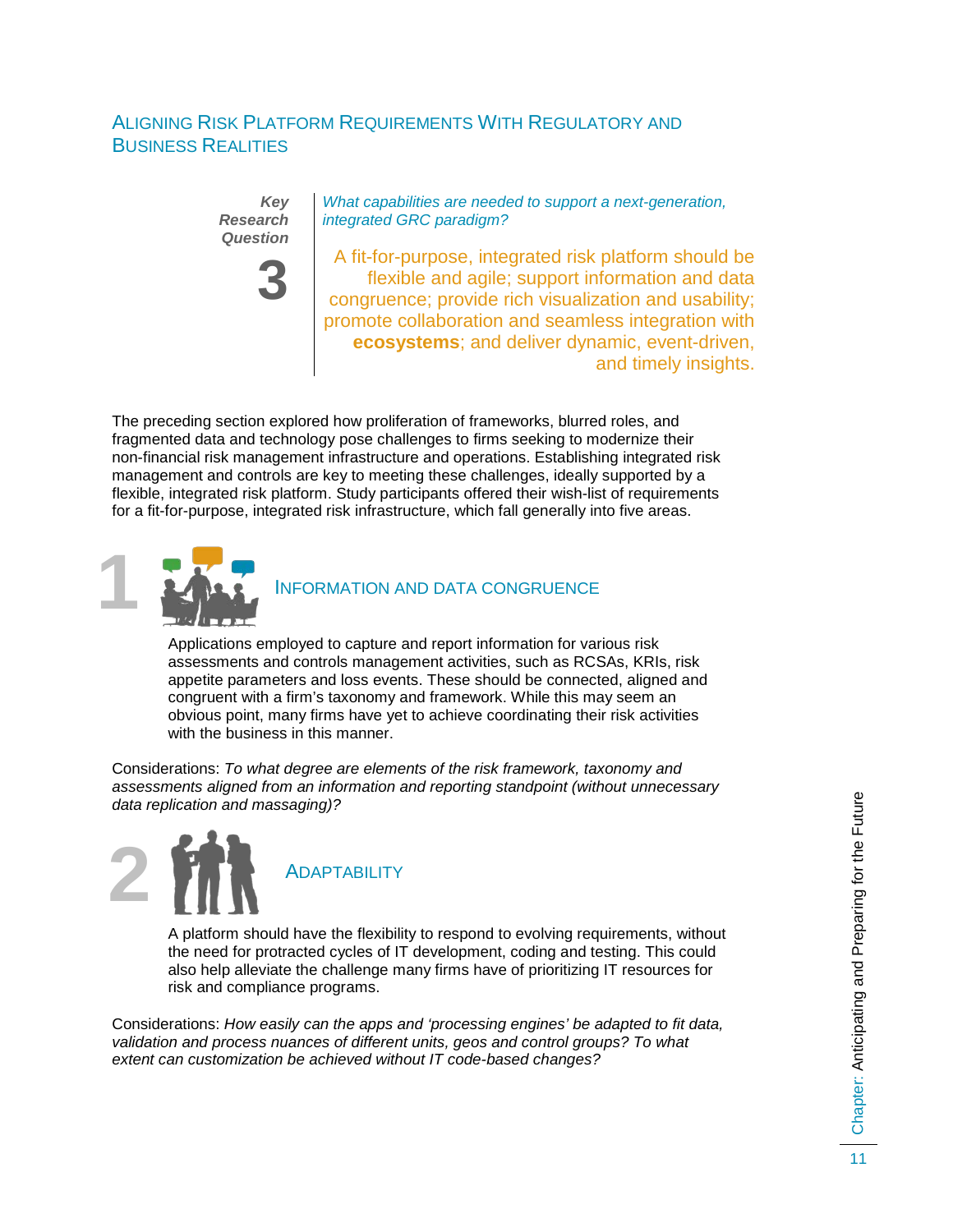## Aligning Risk Platform Requirements With Regulatory and Business Realities

**Key Research Question 3**

*What capabilities are needed to support a next-generation, integrated GRC paradigm?*

A fit-for-purpose, integrated risk platform should be flexible and agile; support information and data congruence; provide rich visualization and usability; promote collaboration and seamless integration with **ecosystems**; and deliver dynamic, event-driven, and timely insights.

The preceding section explored how proliferation of frameworks, blurred roles, and fragmented data and technology pose challenges to firms seeking to modernize their non-financial risk management infrastructure and operations. Establishing integrated risk management and controls are key to meeting these challenges, ideally supported by a flexible, integrated risk platform. Study participants offered their wish-list of requirements for a fit-for-purpose, integrated risk infrastructure, which fall generally into five areas.

### 1 Information and Data Congruence

Applications employed to capture and report information for various risk assessments and controls management activities, such as RCSAs, KRIs, risk appetite parameters and loss events. These should be connected, aligned and congruent with a firm's taxonomy and framework. While this may seem an obvious point, many firms have yet to achieve coordinating their risk activities with the business in this manner.

Considerations: *To what degree are elements of the risk framework, taxonomy and assessments aligned from an information and reporting standpoint (without unnecessary data replication and massaging)?*

### 2 Adaptability

A platform should have the flexibility to respond to evolving requirements, without the need for protracted cycles of IT development, coding and testing. This could also help alleviate the challenge many firms have of prioritizing IT resources for risk and compliance programs.

Considerations: *How easily can the apps and 'processing engines' be adapted to fit data, validation and process nuances of different units, geos and control groups? To what extent can customization be achieved without IT code-based changes?*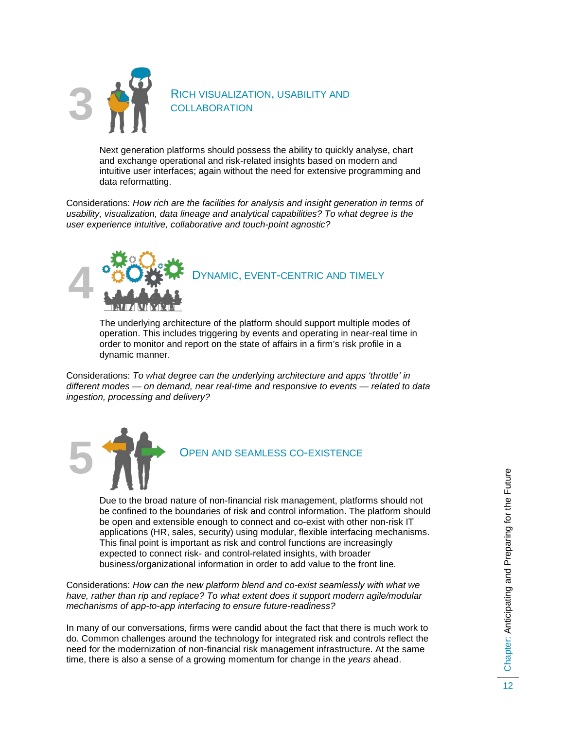## 3 Rich Visualization, Usability and Collaboration

Next generation platforms should possess the ability to quickly analyse, chart and exchange operational and risk-related insights based on modern and intuitive user interfaces; again without the need for extensive programming and data reformatting.

Considerations: *How rich are the facilities for analysis and insight generation in terms of usability, visualization, data lineage and analytical capabilities? To what degree is the user experience intuitive, collaborative and touch-point agnostic?*

## 4 Dynamic, Event-Centric and Timely

The underlying architecture of the platform should support multiple modes of operation. This includes triggering by events and operating in near-real time in order to monitor and report on the state of affairs in a firm's risk profile in a dynamic manner.

Considerations: *To what degree can the underlying architecture and apps 'throttle' in different modes — on demand, near real-time and responsive to events — related to data ingestion, processing and delivery?*

## 5 Open and Seamless Co-Existence

Due to the broad nature of non-financial risk management, platforms should not be confined to the boundaries of risk and control information. The platform should be open and extensible enough to connect and co-exist with other non-risk IT applications (HR, sales, security) using modular, flexible interfacing mechanisms. This final point is important as risk and control functions are increasingly expected to connect risk- and control-related insights, with broader business/organizational information in order to add value to the front line.

Considerations: *How can the new platform blend and co-exist seamlessly with what we have, rather than rip and replace? To what extent does it support modern agile/modular mechanisms of app-to-app interfacing to ensure future-readiness?*

In many of our conversations, firms were candid about the fact that there is much work to do. Common challenges around the technology for integrated risk and controls reflect the need for the modernization of non-financial risk management infrastructure. At the same time, there is also a sense of a growing momentum for change in the *years* ahead.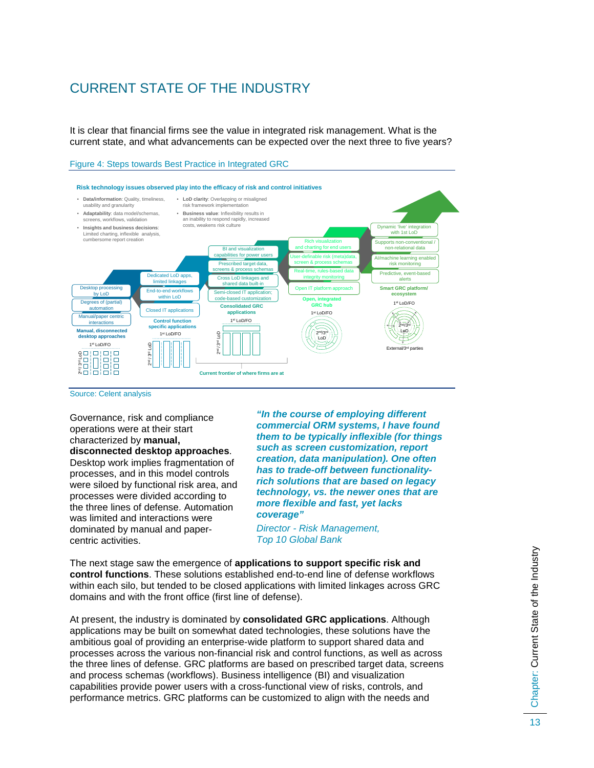# CURRENT STATE OF THE INDUSTRY

It is clear that financial firms see the value in integrated risk management. What is the current state, and what advancements can be expected over the next three to five years?

Figure 4: Steps towards Best Practice in Integrated GRC

Risk technology issues observed play into the efficacy of risk and control initiatives

- **Data/information**: Quality, timeliness, usability and granularity
- **Adaptability**: data model/schemas, screens, workflows, validation
- **Insights and business decisions**: Limited charting, inflexible analysis, cumbersome report creation
- **LoD clarity**: Overlapping or misaligned risk framework implementation
- **Business value**: Inflexibility results in an inability to respond rapidly, increased costs, weakens risk culture

**Manual, disconnected desktop approaches**
Desktop processing by LoD
Degrees of (partial) automation
Manual/paper centric interactions
1st LoD/FO
2nd / 3rd LoD

**Control function specific applications**
Dedicated LoD apps, limited linkages
End-to-end workflows within LoD
Closed IT applications
1st LoD/FO
2nd / 3rd LoD

**Consolidated GRC applications**
BI and visualization capabilities for power users
Prescribed target data, screens & process schemas
Cross LoD linkages and shared data built-in
Semi-closed IT application; code-based customization
1st LoD/FO
2nd / 3rd LoD

**Open, integrated GRC hub**
Rich visualization and charting for end users
User-definable risk (meta)data, screen & process schemas
Real-time, rules-based data integrity monitoring
Open IT platform approach
1st LoD/FO
2nd/3rd LoD

**Smart GRC platform/ ecosystem**
Dynamic 'live' integration with 1st LoD
Supports non-conventional / non-relational data
AI/machine learning enabled risk monitoring
Predictive, event-based alerts
1st LoD/FO
2nd/3rd LoD
External/3rd parties

Current frontier of where firms are at

Source: Celent analysis

Governance, risk and compliance operations were at their start characterized by **manual, disconnected desktop approaches**. Desktop work implies fragmentation of processes, and in this model controls were siloed by functional risk area, and processes were divided according to the three lines of defense. Automation was limited and interactions were dominated by manual and paper-centric activities.

> ***"In the course of employing different commercial ORM systems, I have found them to be typically inflexible (for things such as screen customization, report creation, data manipulation). One often has to trade-off between functionality-rich solutions that are based on legacy technology, vs. the newer ones that are more flexible and fast, yet lacks coverage"***
>
> *Director - Risk Management, Top 10 Global Bank*

The next stage saw the emergence of **applications to support specific risk and control functions**. These solutions established end-to-end line of defense workflows within each silo, but tended to be closed applications with limited linkages across GRC domains and with the front office (first line of defense).

At present, the industry is dominated by **consolidated GRC applications**. Although applications may be built on somewhat dated technologies, these solutions have the ambitious goal of providing an enterprise-wide platform to support shared data and processes across the various non-financial risk and control functions, as well as across the three lines of defense. GRC platforms are based on prescribed target data, screens and process schemas (workflows). Business intelligence (BI) and visualization capabilities provide power users with a cross-functional view of risks, controls, and performance metrics. GRC platforms can be customized to align with the needs and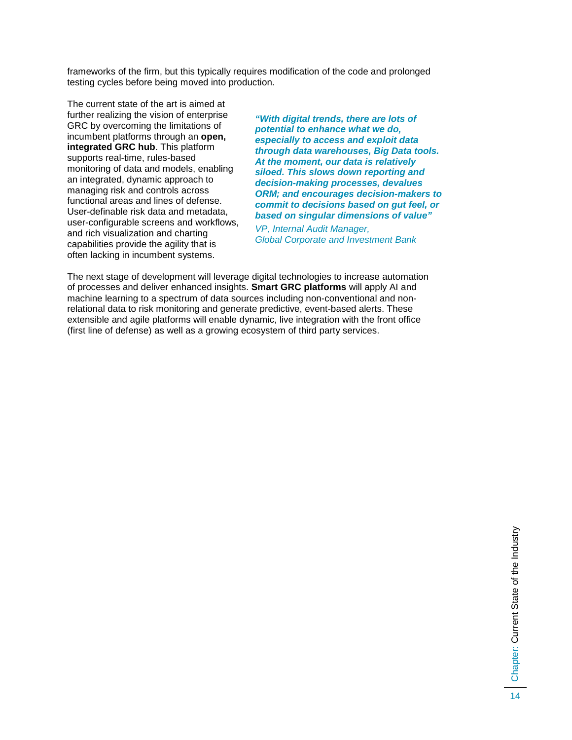frameworks of the firm, but this typically requires modification of the code and prolonged testing cycles before being moved into production.

The current state of the art is aimed at further realizing the vision of enterprise GRC by overcoming the limitations of incumbent platforms through an **open, integrated GRC hub**. This platform supports real-time, rules-based monitoring of data and models, enabling an integrated, dynamic approach to managing risk and controls across functional areas and lines of defense. User-definable risk data and metadata, user-configurable screens and workflows, and rich visualization and charting capabilities provide the agility that is often lacking in incumbent systems.

***"With digital trends, there are lots of potential to enhance what we do, especially to access and exploit data through data warehouses, Big Data tools. At the moment, our data is relatively siloed. This slows down reporting and decision-making processes, devalues ORM; and encourages decision-makers to commit to decisions based on gut feel, or based on singular dimensions of value"***

*VP, Internal Audit Manager,
Global Corporate and Investment Bank*

The next stage of development will leverage digital technologies to increase automation of processes and deliver enhanced insights. **Smart GRC platforms** will apply AI and machine learning to a spectrum of data sources including non-conventional and non-relational data to risk monitoring and generate predictive, event-based alerts. These extensible and agile platforms will enable dynamic, live integration with the front office (first line of defense) as well as a growing ecosystem of third party services.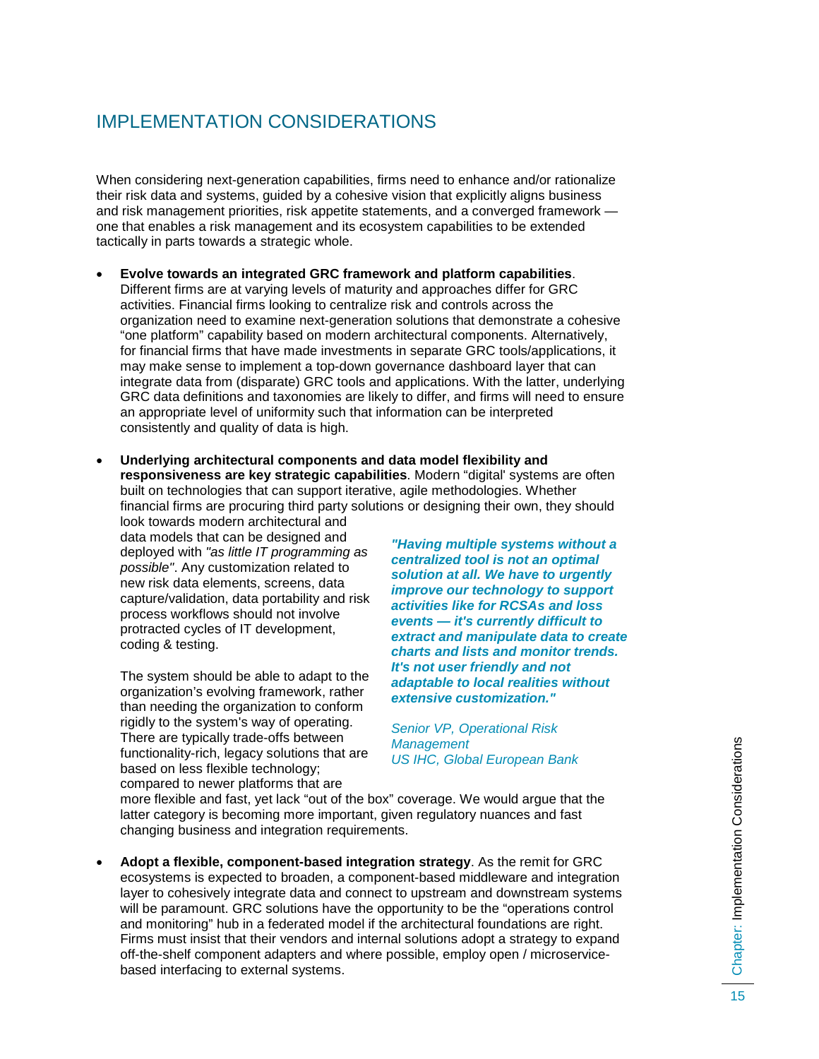## IMPLEMENTATION CONSIDERATIONS

When considering next-generation capabilities, firms need to enhance and/or rationalize their risk data and systems, guided by a cohesive vision that explicitly aligns business and risk management priorities, risk appetite statements, and a converged framework — one that enables a risk management and its ecosystem capabilities to be extended tactically in parts towards a strategic whole.

- **Evolve towards an integrated GRC framework and platform capabilities**. Different firms are at varying levels of maturity and approaches differ for GRC activities. Financial firms looking to centralize risk and controls across the organization need to examine next-generation solutions that demonstrate a cohesive "one platform" capability based on modern architectural components. Alternatively, for financial firms that have made investments in separate GRC tools/applications, it may make sense to implement a top-down governance dashboard layer that can integrate data from (disparate) GRC tools and applications. With the latter, underlying GRC data definitions and taxonomies are likely to differ, and firms will need to ensure an appropriate level of uniformity such that information can be interpreted consistently and quality of data is high.

- **Underlying architectural components and data model flexibility and responsiveness are key strategic capabilities**. Modern "digital' systems are often built on technologies that can support iterative, agile methodologies. Whether financial firms are procuring third party solutions or designing their own, they should look towards modern architectural and data models that can be designed and deployed with *"as little IT programming as possible"*. Any customization related to new risk data elements, screens, data capture/validation, data portability and risk process workflows should not involve protracted cycles of IT development, coding & testing.

  The system should be able to adapt to the organization's evolving framework, rather than needing the organization to conform rigidly to the system's way of operating. There are typically trade-offs between functionality-rich, legacy solutions that are based on less flexible technology; compared to newer platforms that are more flexible and fast, yet lack "out of the box" coverage. We would argue that the latter category is becoming more important, given regulatory nuances and fast changing business and integration requirements.

> ***"Having multiple systems without a centralized tool is not an optimal solution at all. We have to urgently improve our technology to support activities like for RCSAs and loss events — it's currently difficult to extract and manipulate data to create charts and lists and monitor trends. It's not user friendly and not adaptable to local realities without extensive customization."***
>
> *Senior VP, Operational Risk Management*
> *US IHC, Global European Bank*

- **Adopt a flexible, component-based integration strategy**. As the remit for GRC ecosystems is expected to broaden, a component-based middleware and integration layer to cohesively integrate data and connect to upstream and downstream systems will be paramount. GRC solutions have the opportunity to be the "operations control and monitoring" hub in a federated model if the architectural foundations are right. Firms must insist that their vendors and internal solutions adopt a strategy to expand off-the-shelf component adapters and where possible, employ open / microservice-based interfacing to external systems.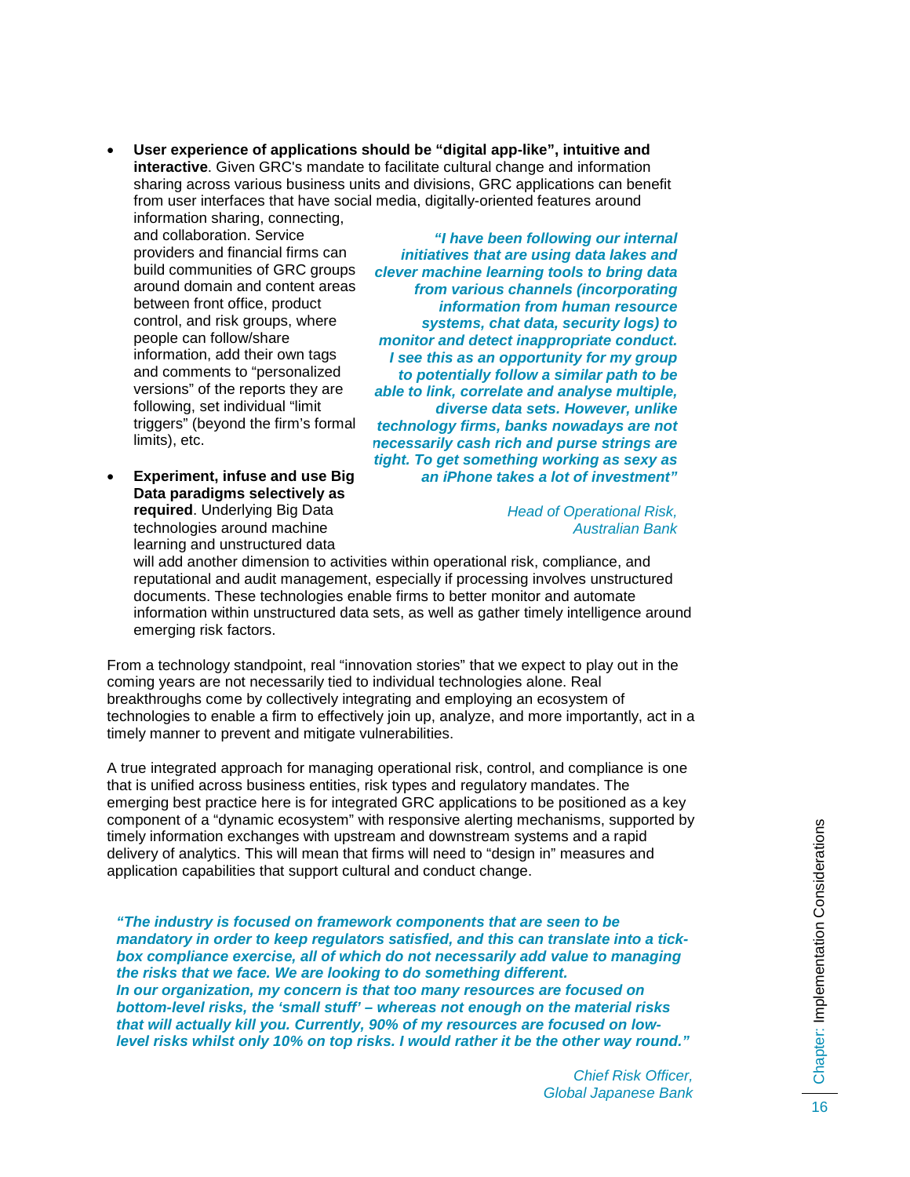- **User experience of applications should be "digital app-like", intuitive and interactive**. Given GRC's mandate to facilitate cultural change and information sharing across various business units and divisions, GRC applications can benefit from user interfaces that have social media, digitally-oriented features around information sharing, connecting, and collaboration. Service providers and financial firms can build communities of GRC groups around domain and content areas between front office, product control, and risk groups, where people can follow/share information, add their own tags and comments to "personalized versions" of the reports they are following, set individual "limit triggers" (beyond the firm's formal limits), etc.

- **Experiment, infuse and use Big Data paradigms selectively as required**. Underlying Big Data technologies around machine learning and unstructured data will add another dimension to activities within operational risk, compliance, and reputational and audit management, especially if processing involves unstructured documents. These technologies enable firms to better monitor and automate information within unstructured data sets, as well as gather timely intelligence around emerging risk factors.

> ***"I have been following our internal initiatives that are using data lakes and clever machine learning tools to bring data from various channels (incorporating information from human resource systems, chat data, security logs) to monitor and detect inappropriate conduct. I see this as an opportunity for my group to potentially follow a similar path to be able to link, correlate and analyse multiple, diverse data sets. However, unlike technology firms, banks nowadays are not necessarily cash rich and purse strings are tight. To get something working as sexy as an iPhone takes a lot of investment"***
>
> *Head of Operational Risk, Australian Bank*

From a technology standpoint, real "innovation stories" that we expect to play out in the coming years are not necessarily tied to individual technologies alone. Real breakthroughs come by collectively integrating and employing an ecosystem of technologies to enable a firm to effectively join up, analyze, and more importantly, act in a timely manner to prevent and mitigate vulnerabilities.

A true integrated approach for managing operational risk, control, and compliance is one that is unified across business entities, risk types and regulatory mandates. The emerging best practice here is for integrated GRC applications to be positioned as a key component of a "dynamic ecosystem" with responsive alerting mechanisms, supported by timely information exchanges with upstream and downstream systems and a rapid delivery of analytics. This will mean that firms will need to "design in" measures and application capabilities that support cultural and conduct change.

> ***"The industry is focused on framework components that are seen to be mandatory in order to keep regulators satisfied, and this can translate into a tick-box compliance exercise, all of which do not necessarily add value to managing the risks that we face. We are looking to do something different.***
> ***In our organization, my concern is that too many resources are focused on bottom-level risks, the 'small stuff' – whereas not enough on the material risks that will actually kill you. Currently, 90% of my resources are focused on low-level risks whilst only 10% on top risks. I would rather it be the other way round."***
>
> *Chief Risk Officer, Global Japanese Bank*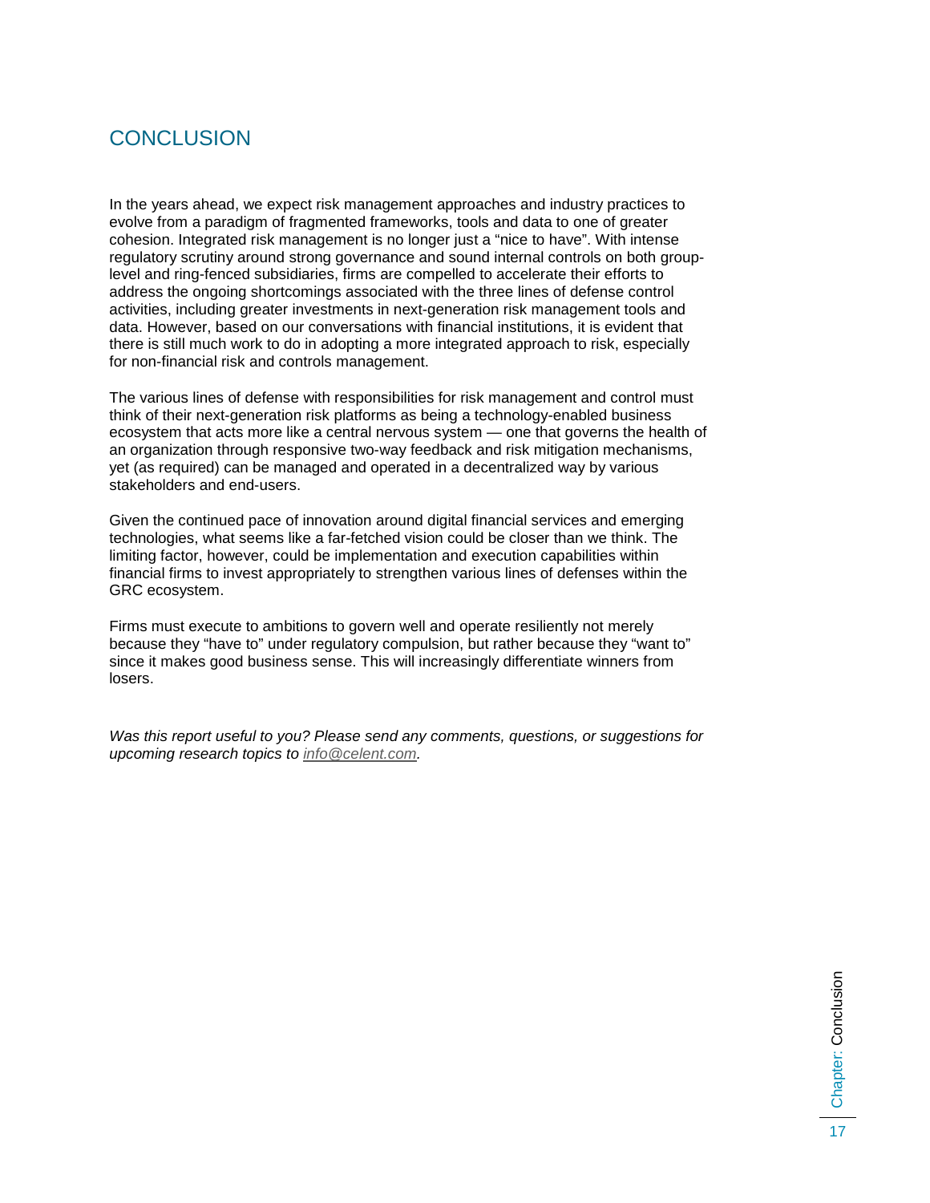# CONCLUSION

In the years ahead, we expect risk management approaches and industry practices to evolve from a paradigm of fragmented frameworks, tools and data to one of greater cohesion. Integrated risk management is no longer just a "nice to have". With intense regulatory scrutiny around strong governance and sound internal controls on both group-level and ring-fenced subsidiaries, firms are compelled to accelerate their efforts to address the ongoing shortcomings associated with the three lines of defense control activities, including greater investments in next-generation risk management tools and data. However, based on our conversations with financial institutions, it is evident that there is still much work to do in adopting a more integrated approach to risk, especially for non-financial risk and controls management.

The various lines of defense with responsibilities for risk management and control must think of their next-generation risk platforms as being a technology-enabled business ecosystem that acts more like a central nervous system — one that governs the health of an organization through responsive two-way feedback and risk mitigation mechanisms, yet (as required) can be managed and operated in a decentralized way by various stakeholders and end-users.

Given the continued pace of innovation around digital financial services and emerging technologies, what seems like a far-fetched vision could be closer than we think. The limiting factor, however, could be implementation and execution capabilities within financial firms to invest appropriately to strengthen various lines of defenses within the GRC ecosystem.

Firms must execute to ambitions to govern well and operate resiliently not merely because they "have to" under regulatory compulsion, but rather because they "want to" since it makes good business sense. This will increasingly differentiate winners from losers.

*Was this report useful to you? Please send any comments, questions, or suggestions for upcoming research topics to info@celent.com.*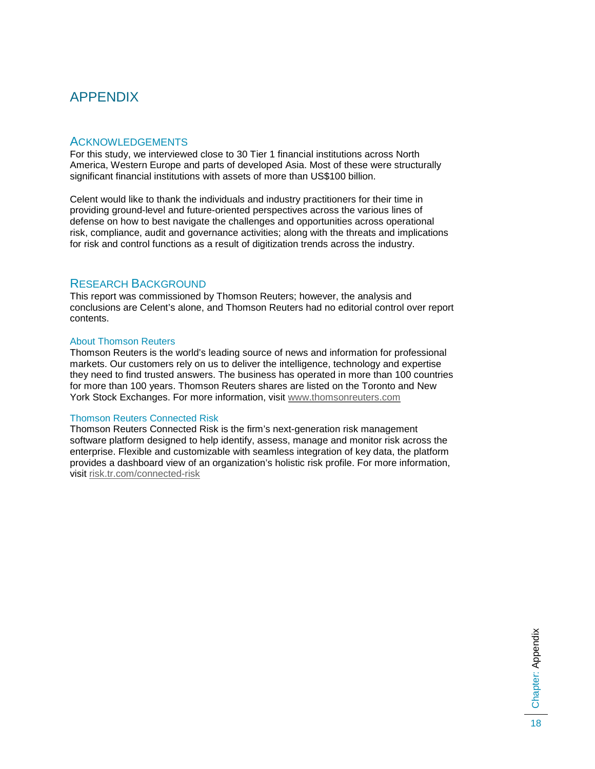# APPENDIX

## ACKNOWLEDGEMENTS

For this study, we interviewed close to 30 Tier 1 financial institutions across North America, Western Europe and parts of developed Asia. Most of these were structurally significant financial institutions with assets of more than US$100 billion.

Celent would like to thank the individuals and industry practitioners for their time in providing ground-level and future-oriented perspectives across the various lines of defense on how to best navigate the challenges and opportunities across operational risk, compliance, audit and governance activities; along with the threats and implications for risk and control functions as a result of digitization trends across the industry.

## RESEARCH BACKGROUND

This report was commissioned by Thomson Reuters; however, the analysis and conclusions are Celent's alone, and Thomson Reuters had no editorial control over report contents.

### About Thomson Reuters

Thomson Reuters is the world's leading source of news and information for professional markets. Our customers rely on us to deliver the intelligence, technology and expertise they need to find trusted answers. The business has operated in more than 100 countries for more than 100 years. Thomson Reuters shares are listed on the Toronto and New York Stock Exchanges. For more information, visit www.thomsonreuters.com

### Thomson Reuters Connected Risk

Thomson Reuters Connected Risk is the firm's next-generation risk management software platform designed to help identify, assess, manage and monitor risk across the enterprise. Flexible and customizable with seamless integration of key data, the platform provides a dashboard view of an organization's holistic risk profile. For more information, visit risk.tr.com/connected-risk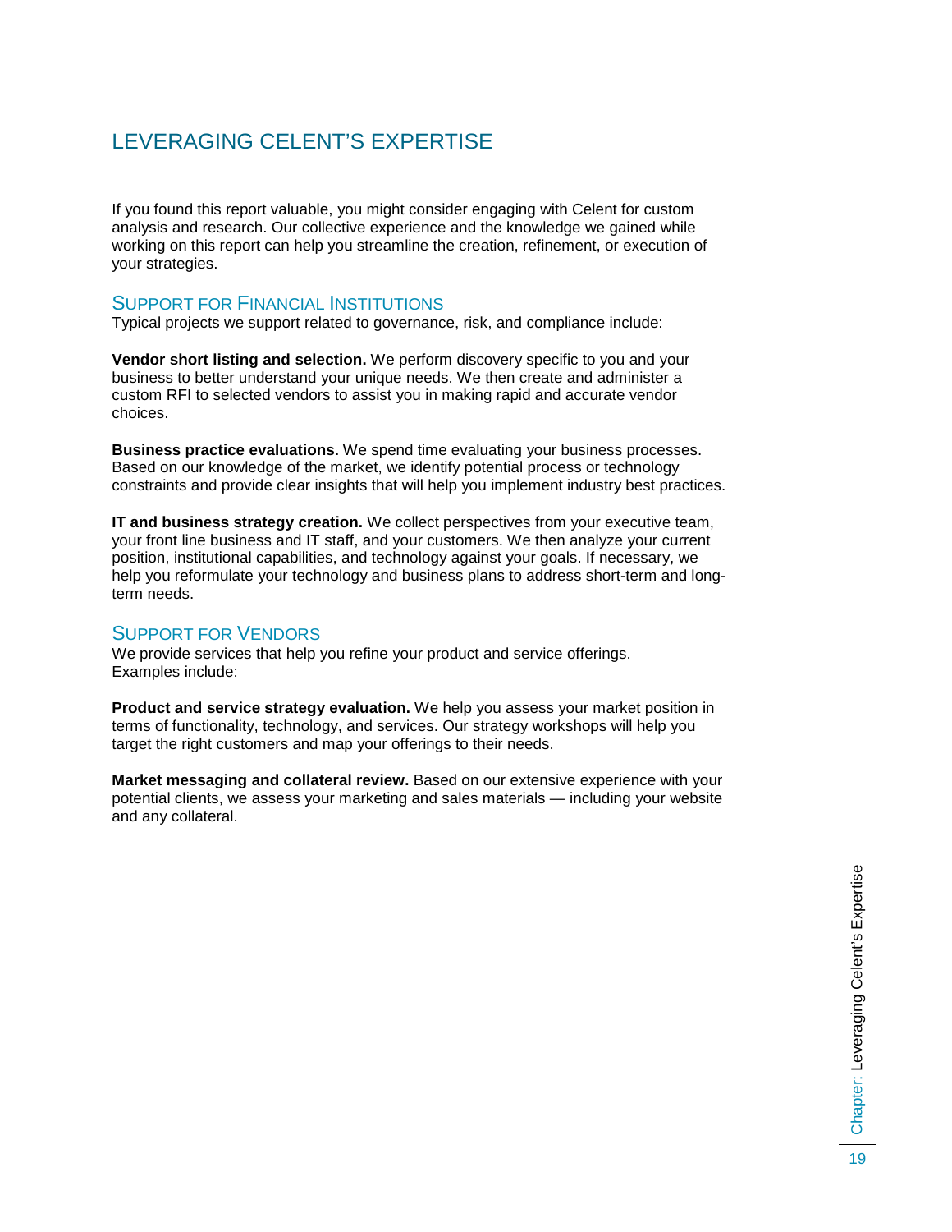# LEVERAGING CELENT'S EXPERTISE

If you found this report valuable, you might consider engaging with Celent for custom analysis and research. Our collective experience and the knowledge we gained while working on this report can help you streamline the creation, refinement, or execution of your strategies.

## SUPPORT FOR FINANCIAL INSTITUTIONS

Typical projects we support related to governance, risk, and compliance include:

**Vendor short listing and selection.** We perform discovery specific to you and your business to better understand your unique needs. We then create and administer a custom RFI to selected vendors to assist you in making rapid and accurate vendor choices.

**Business practice evaluations.** We spend time evaluating your business processes. Based on our knowledge of the market, we identify potential process or technology constraints and provide clear insights that will help you implement industry best practices.

**IT and business strategy creation.** We collect perspectives from your executive team, your front line business and IT staff, and your customers. We then analyze your current position, institutional capabilities, and technology against your goals. If necessary, we help you reformulate your technology and business plans to address short-term and long-term needs.

## SUPPORT FOR VENDORS

We provide services that help you refine your product and service offerings. Examples include:

**Product and service strategy evaluation.** We help you assess your market position in terms of functionality, technology, and services. Our strategy workshops will help you target the right customers and map your offerings to their needs.

**Market messaging and collateral review.** Based on our extensive experience with your potential clients, we assess your marketing and sales materials — including your website and any collateral.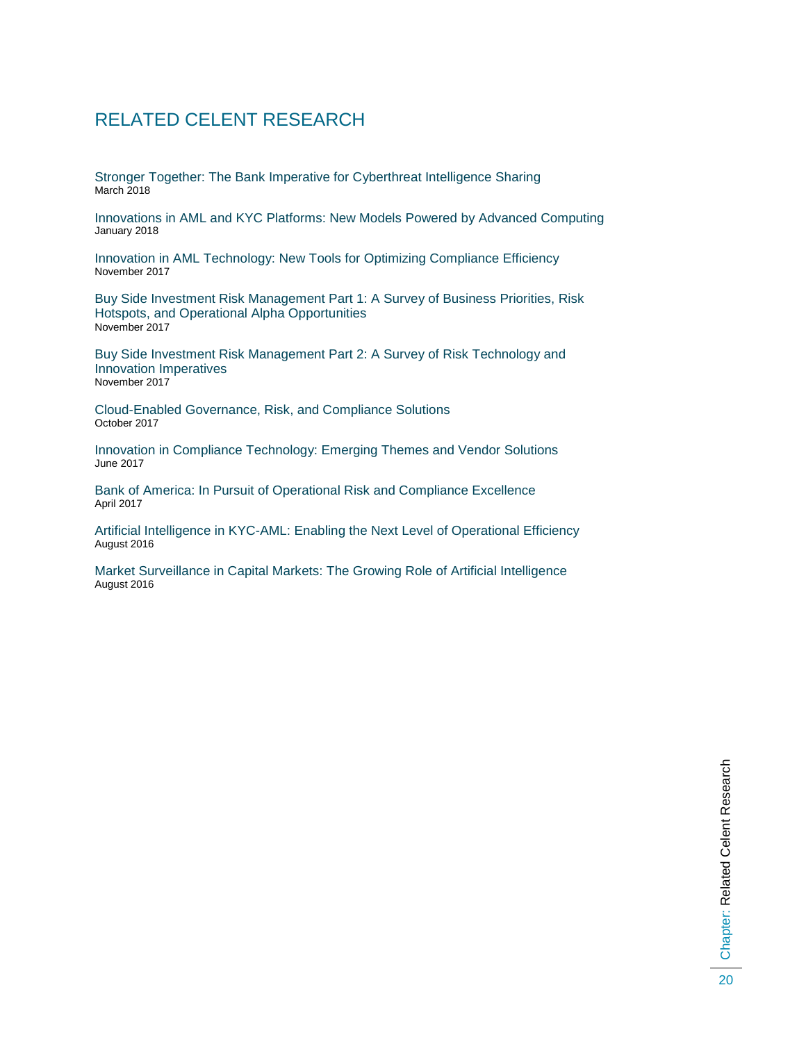# RELATED CELENT RESEARCH

Stronger Together: The Bank Imperative for Cyberthreat Intelligence Sharing
March 2018

Innovations in AML and KYC Platforms: New Models Powered by Advanced Computing
January 2018

Innovation in AML Technology: New Tools for Optimizing Compliance Efficiency
November 2017

Buy Side Investment Risk Management Part 1: A Survey of Business Priorities, Risk Hotspots, and Operational Alpha Opportunities
November 2017

Buy Side Investment Risk Management Part 2: A Survey of Risk Technology and Innovation Imperatives
November 2017

Cloud-Enabled Governance, Risk, and Compliance Solutions
October 2017

Innovation in Compliance Technology: Emerging Themes and Vendor Solutions
June 2017

Bank of America: In Pursuit of Operational Risk and Compliance Excellence
April 2017

Artificial Intelligence in KYC-AML: Enabling the Next Level of Operational Efficiency
August 2016

Market Surveillance in Capital Markets: The Growing Role of Artificial Intelligence
August 2016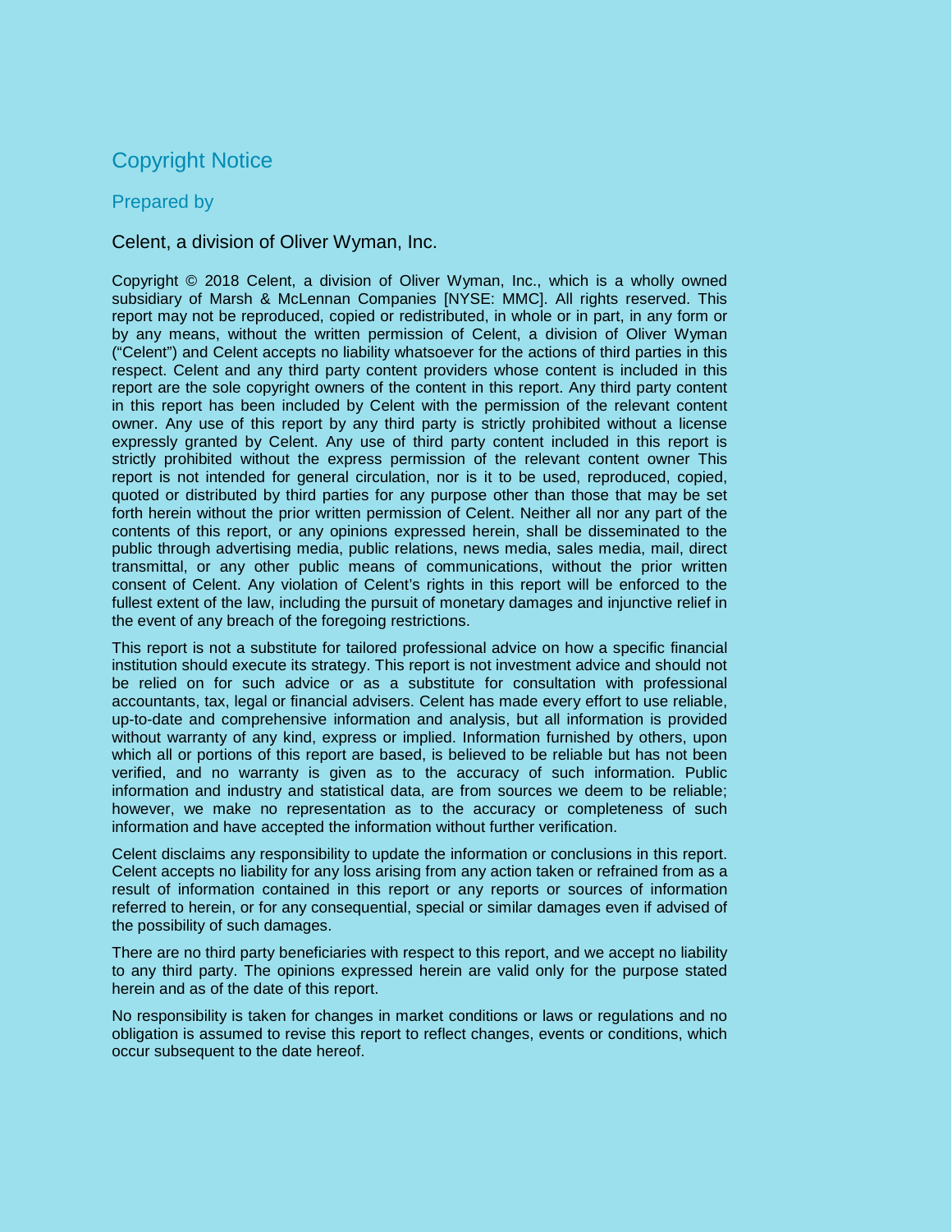## Copyright Notice

### Prepared by

Celent, a division of Oliver Wyman, Inc.

Copyright © 2018 Celent, a division of Oliver Wyman, Inc., which is a wholly owned subsidiary of Marsh & McLennan Companies [NYSE: MMC]. All rights reserved. This report may not be reproduced, copied or redistributed, in whole or in part, in any form or by any means, without the written permission of Celent, a division of Oliver Wyman ("Celent") and Celent accepts no liability whatsoever for the actions of third parties in this respect. Celent and any third party content providers whose content is included in this report are the sole copyright owners of the content in this report. Any third party content in this report has been included by Celent with the permission of the relevant content owner. Any use of this report by any third party is strictly prohibited without a license expressly granted by Celent. Any use of third party content included in this report is strictly prohibited without the express permission of the relevant content owner This report is not intended for general circulation, nor is it to be used, reproduced, copied, quoted or distributed by third parties for any purpose other than those that may be set forth herein without the prior written permission of Celent. Neither all nor any part of the contents of this report, or any opinions expressed herein, shall be disseminated to the public through advertising media, public relations, news media, sales media, mail, direct transmittal, or any other public means of communications, without the prior written consent of Celent. Any violation of Celent's rights in this report will be enforced to the fullest extent of the law, including the pursuit of monetary damages and injunctive relief in the event of any breach of the foregoing restrictions.

This report is not a substitute for tailored professional advice on how a specific financial institution should execute its strategy. This report is not investment advice and should not be relied on for such advice or as a substitute for consultation with professional accountants, tax, legal or financial advisers. Celent has made every effort to use reliable, up-to-date and comprehensive information and analysis, but all information is provided without warranty of any kind, express or implied. Information furnished by others, upon which all or portions of this report are based, is believed to be reliable but has not been verified, and no warranty is given as to the accuracy of such information. Public information and industry and statistical data, are from sources we deem to be reliable; however, we make no representation as to the accuracy or completeness of such information and have accepted the information without further verification.

Celent disclaims any responsibility to update the information or conclusions in this report. Celent accepts no liability for any loss arising from any action taken or refrained from as a result of information contained in this report or any reports or sources of information referred to herein, or for any consequential, special or similar damages even if advised of the possibility of such damages.

There are no third party beneficiaries with respect to this report, and we accept no liability to any third party. The opinions expressed herein are valid only for the purpose stated herein and as of the date of this report.

No responsibility is taken for changes in market conditions or laws or regulations and no obligation is assumed to revise this report to reflect changes, events or conditions, which occur subsequent to the date hereof.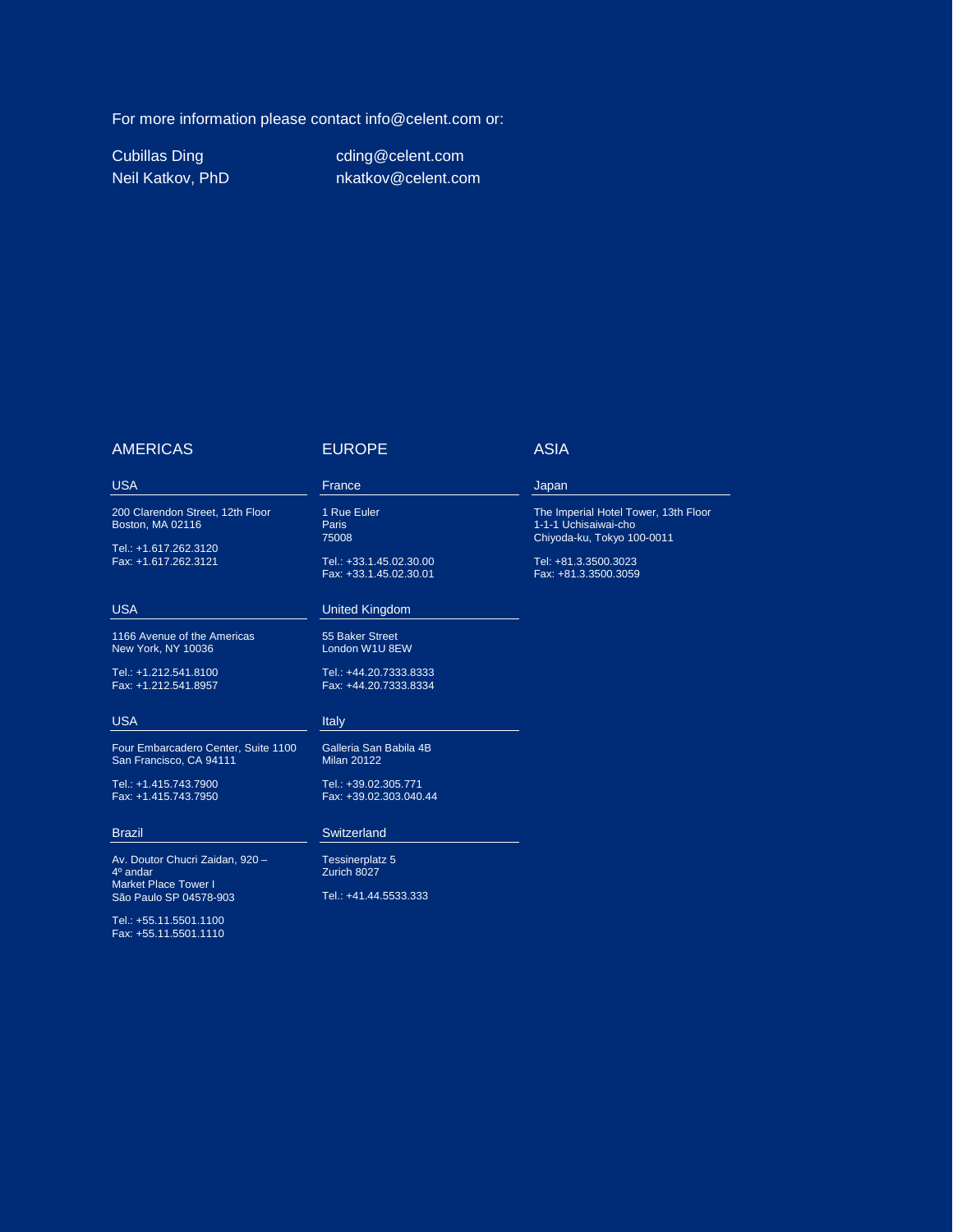For more information please contact info@celent.com or:

Cubillas Ding cding@celent.com
Neil Katkov, PhD nkatkov@celent.com

## AMERICAS

### USA

200 Clarendon Street, 12th Floor
Boston, MA 02116

Tel.: +1.617.262.3120
Fax: +1.617.262.3121

### USA

1166 Avenue of the Americas
New York, NY 10036

Tel.: +1.212.541.8100
Fax: +1.212.541.8957

### USA

Four Embarcadero Center, Suite 1100
San Francisco, CA 94111

Tel.: +1.415.743.7900
Fax: +1.415.743.7950

### Brazil

Av. Doutor Chucri Zaidan, 920 –
4º andar
Market Place Tower I
São Paulo SP 04578-903

Tel.: +55.11.5501.1100
Fax: +55.11.5501.1110

## EUROPE

### France

1 Rue Euler
Paris
75008

Tel.: +33.1.45.02.30.00
Fax: +33.1.45.02.30.01

### United Kingdom

55 Baker Street
London W1U 8EW

Tel.: +44.20.7333.8333
Fax: +44.20.7333.8334

### Italy

Galleria San Babila 4B
Milan 20122

Tel.: +39.02.305.771
Fax: +39.02.303.040.44

### Switzerland

Tessinerplatz 5
Zurich 8027

Tel.: +41.44.5533.333

## ASIA

### Japan

The Imperial Hotel Tower, 13th Floor
1-1-1 Uchisaiwai-cho
Chiyoda-ku, Tokyo 100-0011

Tel: +81.3.3500.3023
Fax: +81.3.3500.3059